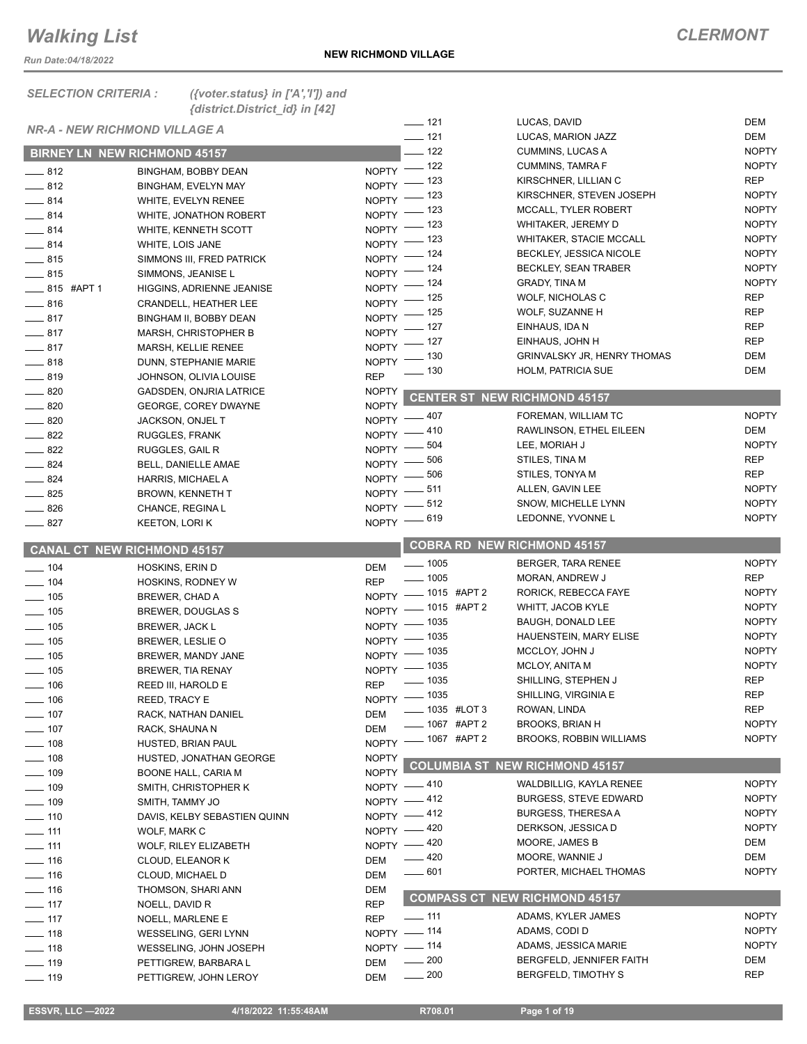# Walking List

**CLERMONT**

Run Date:04/18/2022

**NEW RICHMOND VILLAGE**

*SELECTION CRITERIA : ({voter.status} in ['A','I']) and {district.District_id} in [42]*

*NR-A - NEW RICHMOND VILLAGE A*

## BIRNEY LN NEW RICHMOND 45157

| No. | Name | Party |
|---|---|---|
| 812 | BINGHAM, BOBBY DEAN | NOPTY |
| 812 | BINGHAM, EVELYN MAY | NOPTY |
| 814 | WHITE, EVELYN RENEE | NOPTY |
| 814 | WHITE, JONATHON ROBERT | NOPTY |
| 814 | WHITE, KENNETH SCOTT | NOPTY |
| 814 | WHITE, LOIS JANE | NOPTY |
| 815 | SIMMONS III, FRED PATRICK | NOPTY |
| 815 | SIMMONS, JEANISE L | NOPTY |
| 815 #APT 1 | HIGGINS, ADRIENNE JEANISE | NOPTY |
| 816 | CRANDELL, HEATHER LEE | NOPTY |
| 817 | BINGHAM II, BOBBY DEAN | NOPTY |
| 817 | MARSH, CHRISTOPHER B | NOPTY |
| 817 | MARSH, KELLIE RENEE | NOPTY |
| 818 | DUNN, STEPHANIE MARIE | NOPTY |
| 819 | JOHNSON, OLIVIA LOUISE | REP |
| 820 | GADSDEN, ONJRIA LATRICE | NOPTY |
| 820 | GEORGE, COREY DWAYNE | NOPTY |
| 820 | JACKSON, ONJEL T | NOPTY |
| 822 | RUGGLES, FRANK | NOPTY |
| 822 | RUGGLES, GAIL R | NOPTY |
| 824 | BELL, DANIELLE AMAE | NOPTY |
| 824 | HARRIS, MICHAEL A | NOPTY |
| 825 | BROWN, KENNETH T | NOPTY |
| 826 | CHANCE, REGINA L | NOPTY |
| 827 | KEETON, LORI K | NOPTY |

## CANAL CT NEW RICHMOND 45157

| No. | Name | Party |
|---|---|---|
| 104 | HOSKINS, ERIN D | DEM |
| 104 | HOSKINS, RODNEY W | REP |
| 105 | BREWER, CHAD A | NOPTY |
| 105 | BREWER, DOUGLAS S | NOPTY |
| 105 | BREWER, JACK L | NOPTY |
| 105 | BREWER, LESLIE O | NOPTY |
| 105 | BREWER, MANDY JANE | NOPTY |
| 105 | BREWER, TIA RENAY | NOPTY |
| 106 | REED III, HAROLD E | REP |
| 106 | REED, TRACY E | NOPTY |
| 107 | RACK, NATHAN DANIEL | DEM |
| 107 | RACK, SHAUNA N | DEM |
| 108 | HUSTED, BRIAN PAUL | NOPTY |
| 108 | HUSTED, JONATHAN GEORGE | NOPTY |
| 109 | BOONE HALL, CARIA M | NOPTY |
| 109 | SMITH, CHRISTOPHER K | NOPTY |
| 109 | SMITH, TAMMY JO | NOPTY |
| 110 | DAVIS, KELBY SEBASTIEN QUINN | NOPTY |
| 111 | WOLF, MARK C | NOPTY |
| 111 | WOLF, RILEY ELIZABETH | NOPTY |
| 116 | CLOUD, ELEANOR K | DEM |
| 116 | CLOUD, MICHAEL D | DEM |
| 116 | THOMSON, SHARI ANN | DEM |
| 117 | NOELL, DAVID R | REP |
| 117 | NOELL, MARLENE E | REP |
| 118 | WESSELING, GERI LYNN | NOPTY |
| 118 | WESSELING, JOHN JOSEPH | NOPTY |
| 119 | PETTIGREW, BARBARA L | DEM |
| 119 | PETTIGREW, JOHN LEROY | DEM |
| 121 | LUCAS, DAVID | DEM |
| 121 | LUCAS, MARION JAZZ | DEM |
| 122 | CUMMINS, LUCAS A | NOPTY |
| 122 | CUMMINS, TAMRA F | NOPTY |
| 123 | KIRSCHNER, LILLIAN C | REP |
| 123 | KIRSCHNER, STEVEN JOSEPH | NOPTY |
| 123 | MCCALL, TYLER ROBERT | NOPTY |
| 123 | WHITAKER, JEREMY D | NOPTY |
| 123 | WHITAKER, STACIE MCCALL | NOPTY |
| 124 | BECKLEY, JESSICA NICOLE | NOPTY |
| 124 | BECKLEY, SEAN TRABER | NOPTY |
| 124 | GRADY, TINA M | NOPTY |
| 125 | WOLF, NICHOLAS C | REP |
| 125 | WOLF, SUZANNE H | REP |
| 127 | EINHAUS, IDA N | REP |
| 127 | EINHAUS, JOHN H | REP |
| 130 | GRINVALSKY JR, HENRY THOMAS | DEM |
| 130 | HOLM, PATRICIA SUE | DEM |

## CENTER ST NEW RICHMOND 45157

| No. | Name | Party |
|---|---|---|
| 407 | FOREMAN, WILLIAM TC | NOPTY |
| 410 | RAWLINSON, ETHEL EILEEN | DEM |
| 504 | LEE, MORIAH J | NOPTY |
| 506 | STILES, TINA M | REP |
| 506 | STILES, TONYA M | REP |
| 511 | ALLEN, GAVIN LEE | NOPTY |
| 512 | SNOW, MICHELLE LYNN | NOPTY |
| 619 | LEDONNE, YVONNE L | NOPTY |

## COBRA RD NEW RICHMOND 45157

| No. | Name | Party |
|---|---|---|
| 1005 | BERGER, TARA RENEE | NOPTY |
| 1005 | MORAN, ANDREW J | REP |
| 1015 #APT 2 | RORICK, REBECCA FAYE | NOPTY |
| 1015 #APT 2 | WHITT, JACOB KYLE | NOPTY |
| 1035 | BAUGH, DONALD LEE | NOPTY |
| 1035 | HAUENSTEIN, MARY ELISE | NOPTY |
| 1035 | MCCLOY, JOHN J | NOPTY |
| 1035 | MCLOY, ANITA M | NOPTY |
| 1035 | SHILLING, STEPHEN J | REP |
| 1035 | SHILLING, VIRGINIA E | REP |
| 1035 #LOT 3 | ROWAN, LINDA | REP |
| 1067 #APT 2 | BROOKS, BRIAN H | NOPTY |
| 1067 #APT 2 | BROOKS, ROBBIN WILLIAMS | NOPTY |

## COLUMBIA ST NEW RICHMOND 45157

| No. | Name | Party |
|---|---|---|
| 410 | WALDBILLIG, KAYLA RENEE | NOPTY |
| 412 | BURGESS, STEVE EDWARD | NOPTY |
| 412 | BURGESS, THERESA A | NOPTY |
| 420 | DERKSON, JESSICA D | NOPTY |
| 420 | MOORE, JAMES B | DEM |
| 420 | MOORE, WANNIE J | DEM |
| 601 | PORTER, MICHAEL THOMAS | NOPTY |

## COMPASS CT NEW RICHMOND 45157

| No. | Name | Party |
|---|---|---|
| 111 | ADAMS, KYLER JAMES | NOPTY |
| 114 | ADAMS, CODI D | NOPTY |
| 114 | ADAMS, JESSICA MARIE | NOPTY |
| 200 | BERGFELD, JENNIFER FAITH | DEM |
| 200 | BERGFELD, TIMOTHY S | REP |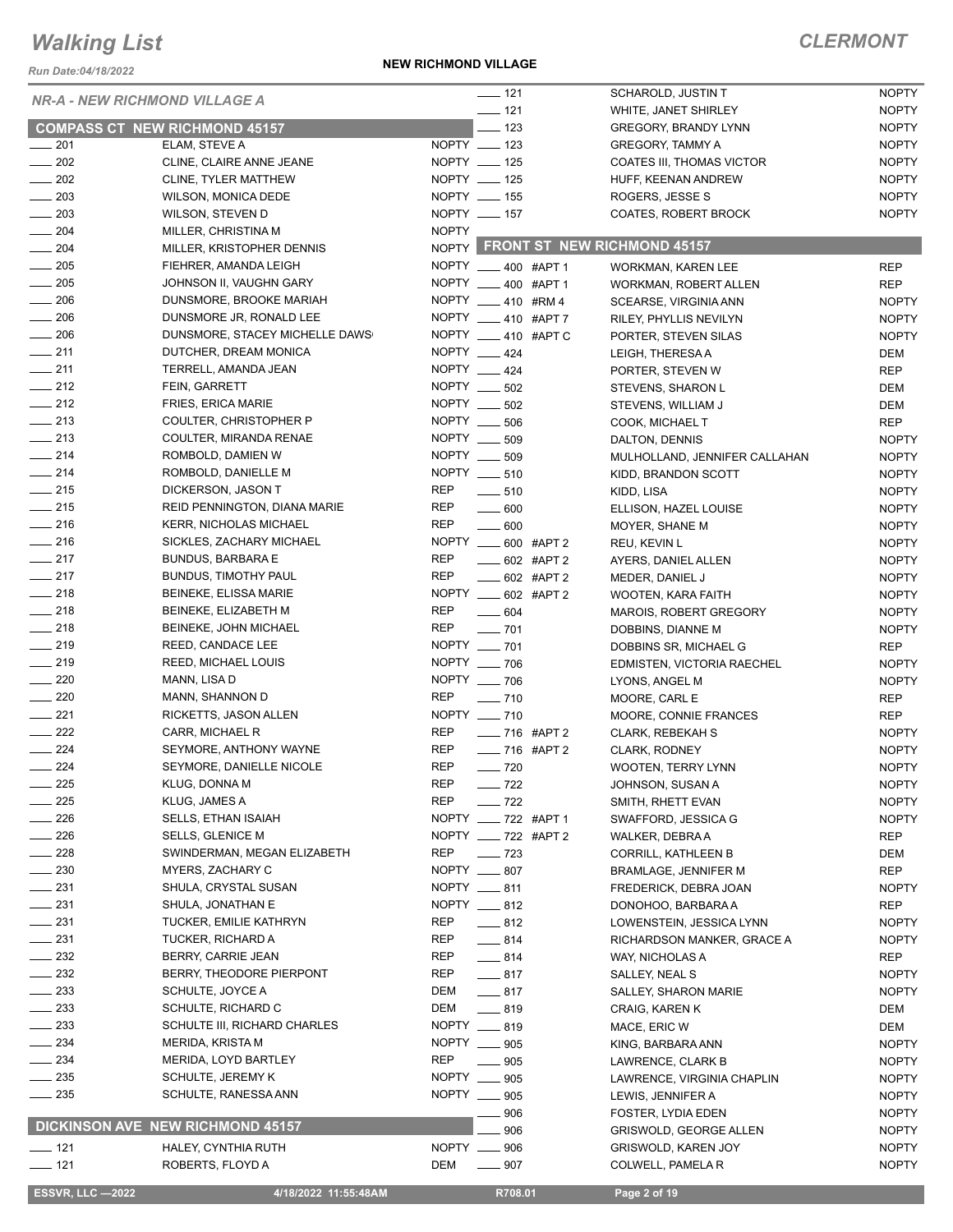# Walking List

## CLERMONT

Run Date:04/18/2022

**NEW RICHMOND VILLAGE**

### NR-A - NEW RICHMOND VILLAGE A

#### COMPASS CT NEW RICHMOND 45157

| No. | Name | Party |
|---|---|---|
| ___ 201 | ELAM, STEVE A | NOPTY |
| ___ 202 | CLINE, CLAIRE ANNE JEANE | NOPTY |
| ___ 202 | CLINE, TYLER MATTHEW | NOPTY |
| ___ 203 | WILSON, MONICA DEDE | NOPTY |
| ___ 203 | WILSON, STEVEN D | NOPTY |
| ___ 204 | MILLER, CHRISTINA M | NOPTY |
| ___ 204 | MILLER, KRISTOPHER DENNIS | NOPTY |
| ___ 205 | FIEHRER, AMANDA LEIGH | NOPTY |
| ___ 205 | JOHNSON II, VAUGHN GARY | NOPTY |
| ___ 206 | DUNSMORE, BROOKE MARIAH | NOPTY |
| ___ 206 | DUNSMORE JR, RONALD LEE | NOPTY |
| ___ 206 | DUNSMORE, STACEY MICHELLE DAWS | NOPTY |
| ___ 211 | DUTCHER, DREAM MONICA | NOPTY |
| ___ 211 | TERRELL, AMANDA JEAN | NOPTY |
| ___ 212 | FEIN, GARRETT | NOPTY |
| ___ 212 | FRIES, ERICA MARIE | NOPTY |
| ___ 213 | COULTER, CHRISTOPHER P | NOPTY |
| ___ 213 | COULTER, MIRANDA RENAE | NOPTY |
| ___ 214 | ROMBOLD, DAMIEN W | NOPTY |
| ___ 214 | ROMBOLD, DANIELLE M | NOPTY |
| ___ 215 | DICKERSON, JASON T | REP |
| ___ 215 | REID PENNINGTON, DIANA MARIE | REP |
| ___ 216 | KERR, NICHOLAS MICHAEL | REP |
| ___ 216 | SICKLES, ZACHARY MICHAEL | NOPTY |
| ___ 217 | BUNDUS, BARBARA E | REP |
| ___ 217 | BUNDUS, TIMOTHY PAUL | REP |
| ___ 218 | BEINEKE, ELISSA MARIE | NOPTY |
| ___ 218 | BEINEKE, ELIZABETH M | REP |
| ___ 218 | BEINEKE, JOHN MICHAEL | REP |
| ___ 219 | REED, CANDACE LEE | NOPTY |
| ___ 219 | REED, MICHAEL LOUIS | NOPTY |
| ___ 220 | MANN, LISA D | NOPTY |
| ___ 220 | MANN, SHANNON D | REP |
| ___ 221 | RICKETTS, JASON ALLEN | NOPTY |
| ___ 222 | CARR, MICHAEL R | REP |
| ___ 224 | SEYMORE, ANTHONY WAYNE | REP |
| ___ 224 | SEYMORE, DANIELLE NICOLE | REP |
| ___ 225 | KLUG, DONNA M | REP |
| ___ 225 | KLUG, JAMES A | REP |
| ___ 226 | SELLS, ETHAN ISAIAH | NOPTY |
| ___ 226 | SELLS, GLENICE M | NOPTY |
| ___ 228 | SWINDERMAN, MEGAN ELIZABETH | REP |
| ___ 230 | MYERS, ZACHARY C | NOPTY |
| ___ 231 | SHULA, CRYSTAL SUSAN | NOPTY |
| ___ 231 | SHULA, JONATHAN E | NOPTY |
| ___ 231 | TUCKER, EMILIE KATHRYN | REP |
| ___ 231 | TUCKER, RICHARD A | REP |
| ___ 232 | BERRY, CARRIE JEAN | REP |
| ___ 232 | BERRY, THEODORE PIERPONT | REP |
| ___ 233 | SCHULTE, JOYCE A | DEM |
| ___ 233 | SCHULTE, RICHARD C | DEM |
| ___ 233 | SCHULTE III, RICHARD CHARLES | NOPTY |
| ___ 234 | MERIDA, KRISTA M | NOPTY |
| ___ 234 | MERIDA, LOYD BARTLEY | REP |
| ___ 235 | SCHULTE, JEREMY K | NOPTY |
| ___ 235 | SCHULTE, RANESSA ANN | NOPTY |

#### DICKINSON AVE NEW RICHMOND 45157

| No. | Name | Party |
|---|---|---|
| ___ 121 | HALEY, CYNTHIA RUTH | NOPTY |
| ___ 121 | ROBERTS, FLOYD A | DEM |
| ___ 121 | SCHAROLD, JUSTIN T | NOPTY |
| ___ 121 | WHITE, JANET SHIRLEY | NOPTY |
| ___ 123 | GREGORY, BRANDY LYNN | NOPTY |
| ___ 123 | GREGORY, TAMMY A | NOPTY |
| ___ 125 | COATES III, THOMAS VICTOR | NOPTY |
| ___ 125 | HUFF, KEENAN ANDREW | NOPTY |
| ___ 155 | ROGERS, JESSE S | NOPTY |
| ___ 157 | COATES, ROBERT BROCK | NOPTY |

#### FRONT ST NEW RICHMOND 45157

| No. | Name | Party |
|---|---|---|
| ___ 400 #APT 1 | WORKMAN, KAREN LEE | REP |
| ___ 400 #APT 1 | WORKMAN, ROBERT ALLEN | REP |
| ___ 410 #RM 4 | SCEARSE, VIRGINIA ANN | NOPTY |
| ___ 410 #APT 7 | RILEY, PHYLLIS NEVILYN | NOPTY |
| ___ 410 #APT C | PORTER, STEVEN SILAS | NOPTY |
| ___ 424 | LEIGH, THERESA A | DEM |
| ___ 424 | PORTER, STEVEN W | REP |
| ___ 502 | STEVENS, SHARON L | DEM |
| ___ 502 | STEVENS, WILLIAM J | DEM |
| ___ 506 | COOK, MICHAEL T | REP |
| ___ 509 | DALTON, DENNIS | NOPTY |
| ___ 509 | MULHOLLAND, JENNIFER CALLAHAN | NOPTY |
| ___ 510 | KIDD, BRANDON SCOTT | NOPTY |
| ___ 510 | KIDD, LISA | NOPTY |
| ___ 600 | ELLISON, HAZEL LOUISE | NOPTY |
| ___ 600 | MOYER, SHANE M | NOPTY |
| ___ 600 #APT 2 | REU, KEVIN L | NOPTY |
| ___ 602 #APT 2 | AYERS, DANIEL ALLEN | NOPTY |
| ___ 602 #APT 2 | MEDER, DANIEL J | NOPTY |
| ___ 602 #APT 2 | WOOTEN, KARA FAITH | NOPTY |
| ___ 604 | MAROIS, ROBERT GREGORY | NOPTY |
| ___ 701 | DOBBINS, DIANNE M | NOPTY |
| ___ 701 | DOBBINS SR, MICHAEL G | REP |
| ___ 706 | EDMISTEN, VICTORIA RAECHEL | NOPTY |
| ___ 706 | LYONS, ANGEL M | NOPTY |
| ___ 710 | MOORE, CARL E | REP |
| ___ 710 | MOORE, CONNIE FRANCES | REP |
| ___ 716 #APT 2 | CLARK, REBEKAH S | NOPTY |
| ___ 716 #APT 2 | CLARK, RODNEY | NOPTY |
| ___ 720 | WOOTEN, TERRY LYNN | NOPTY |
| ___ 722 | JOHNSON, SUSAN A | NOPTY |
| ___ 722 | SMITH, RHETT EVAN | NOPTY |
| ___ 722 #APT 1 | SWAFFORD, JESSICA G | NOPTY |
| ___ 722 #APT 2 | WALKER, DEBRA A | REP |
| ___ 723 | CORRILL, KATHLEEN B | DEM |
| ___ 807 | BRAMLAGE, JENNIFER M | REP |
| ___ 811 | FREDERICK, DEBRA JOAN | NOPTY |
| ___ 812 | DONOHOO, BARBARA A | REP |
| ___ 812 | LOWENSTEIN, JESSICA LYNN | NOPTY |
| ___ 814 | RICHARDSON MANKER, GRACE A | NOPTY |
| ___ 814 | WAY, NICHOLAS A | REP |
| ___ 817 | SALLEY, NEAL S | NOPTY |
| ___ 817 | SALLEY, SHARON MARIE | NOPTY |
| ___ 819 | CRAIG, KAREN K | DEM |
| ___ 819 | MACE, ERIC W | DEM |
| ___ 905 | KING, BARBARA ANN | NOPTY |
| ___ 905 | LAWRENCE, CLARK B | NOPTY |
| ___ 905 | LAWRENCE, VIRGINIA CHAPLIN | NOPTY |
| ___ 905 | LEWIS, JENNIFER A | NOPTY |
| ___ 906 | FOSTER, LYDIA EDEN | NOPTY |
| ___ 906 | GRISWOLD, GEORGE ALLEN | NOPTY |
| ___ 906 | GRISWOLD, KAREN JOY | NOPTY |
| ___ 907 | COLWELL, PAMELA R | NOPTY |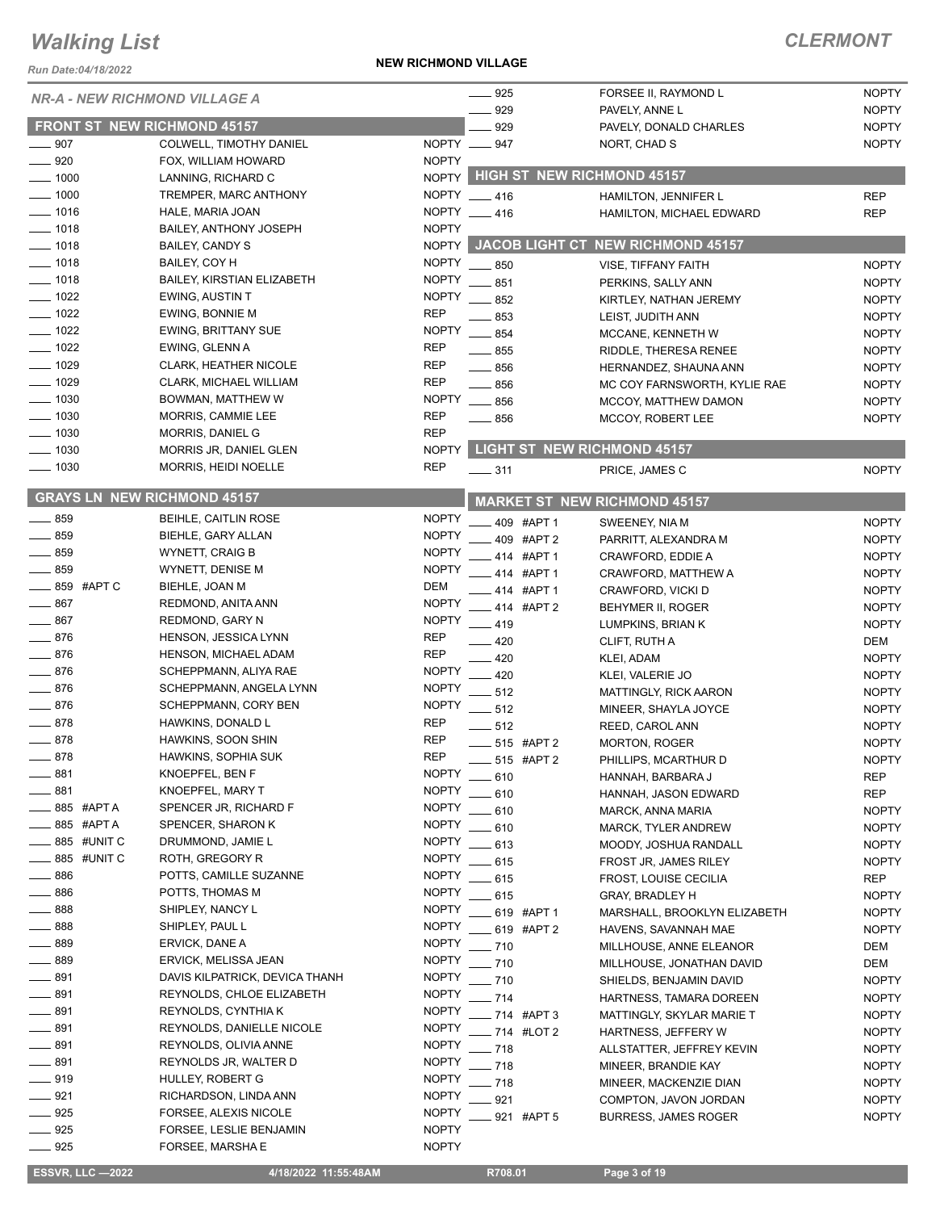# Walking List

**CLERMONT**

Run Date:04/18/2022

**NEW RICHMOND VILLAGE**

## NR-A - NEW RICHMOND VILLAGE A

### FRONT ST NEW RICHMOND 45157

| No. | Name | Party |
|---|---|---|
| 907 | COLWELL, TIMOTHY DANIEL | NOPTY |
| 920 | FOX, WILLIAM HOWARD | NOPTY |
| 1000 | LANNING, RICHARD C | NOPTY |
| 1000 | TREMPER, MARC ANTHONY | NOPTY |
| 1016 | HALE, MARIA JOAN | NOPTY |
| 1018 | BAILEY, ANTHONY JOSEPH | NOPTY |
| 1018 | BAILEY, CANDY S | NOPTY |
| 1018 | BAILEY, COY H | NOPTY |
| 1018 | BAILEY, KIRSTIAN ELIZABETH | NOPTY |
| 1022 | EWING, AUSTIN T | NOPTY |
| 1022 | EWING, BONNIE M | REP |
| 1022 | EWING, BRITTANY SUE | NOPTY |
| 1022 | EWING, GLENN A | REP |
| 1029 | CLARK, HEATHER NICOLE | REP |
| 1029 | CLARK, MICHAEL WILLIAM | REP |
| 1030 | BOWMAN, MATTHEW W | NOPTY |
| 1030 | MORRIS, CAMMIE LEE | REP |
| 1030 | MORRIS, DANIEL G | REP |
| 1030 | MORRIS JR, DANIEL GLEN | NOPTY |
| 1030 | MORRIS, HEIDI NOELLE | REP |

### GRAYS LN NEW RICHMOND 45157

| No. | Name | Party |
|---|---|---|
| 859 | BEIHLE, CAITLIN ROSE | NOPTY |
| 859 | BIEHLE, GARY ALLAN | NOPTY |
| 859 | WYNETT, CRAIG B | NOPTY |
| 859 | WYNETT, DENISE M | NOPTY |
| 859 #APT C | BIEHLE, JOAN M | DEM |
| 867 | REDMOND, ANITA ANN | NOPTY |
| 867 | REDMOND, GARY N | NOPTY |
| 876 | HENSON, JESSICA LYNN | REP |
| 876 | HENSON, MICHAEL ADAM | REP |
| 876 | SCHEPPMANN, ALIYA RAE | NOPTY |
| 876 | SCHEPPMANN, ANGELA LYNN | NOPTY |
| 876 | SCHEPPMANN, CORY BEN | NOPTY |
| 878 | HAWKINS, DONALD L | REP |
| 878 | HAWKINS, SOON SHIN | REP |
| 878 | HAWKINS, SOPHIA SUK | REP |
| 881 | KNOEPFEL, BEN F | NOPTY |
| 881 | KNOEPFEL, MARY T | NOPTY |
| 885 #APT A | SPENCER JR, RICHARD F | NOPTY |
| 885 #APT A | SPENCER, SHARON K | NOPTY |
| 885 #UNIT C | DRUMMOND, JAMIE L | NOPTY |
| 885 #UNIT C | ROTH, GREGORY R | NOPTY |
| 886 | POTTS, CAMILLE SUZANNE | NOPTY |
| 886 | POTTS, THOMAS M | NOPTY |
| 888 | SHIPLEY, NANCY L | NOPTY |
| 888 | SHIPLEY, PAUL L | NOPTY |
| 889 | ERVICK, DANE A | NOPTY |
| 889 | ERVICK, MELISSA JEAN | NOPTY |
| 891 | DAVIS KILPATRICK, DEVICA THANH | NOPTY |
| 891 | REYNOLDS, CHLOE ELIZABETH | NOPTY |
| 891 | REYNOLDS, CYNTHIA K | NOPTY |
| 891 | REYNOLDS, DANIELLE NICOLE | NOPTY |
| 891 | REYNOLDS, OLIVIA ANNE | NOPTY |
| 891 | REYNOLDS JR, WALTER D | NOPTY |
| 919 | HULLEY, ROBERT G | NOPTY |
| 921 | RICHARDSON, LINDA ANN | NOPTY |
| 925 | FORSEE, ALEXIS NICOLE | NOPTY |
| 925 | FORSEE, LESLIE BENJAMIN | NOPTY |
| 925 | FORSEE, MARSHA E | NOPTY |
| 925 | FORSEE II, RAYMOND L | NOPTY |
| 929 | PAVELY, ANNE L | NOPTY |
| 929 | PAVELY, DONALD CHARLES | NOPTY |
| 947 | NORT, CHAD S | NOPTY |

### HIGH ST NEW RICHMOND 45157

| No. | Name | Party |
|---|---|---|
| 416 | HAMILTON, JENNIFER L | REP |
| 416 | HAMILTON, MICHAEL EDWARD | REP |

### JACOB LIGHT CT NEW RICHMOND 45157

| No. | Name | Party |
|---|---|---|
| 850 | VISE, TIFFANY FAITH | NOPTY |
| 851 | PERKINS, SALLY ANN | NOPTY |
| 852 | KIRTLEY, NATHAN JEREMY | NOPTY |
| 853 | LEIST, JUDITH ANN | NOPTY |
| 854 | MCCANE, KENNETH W | NOPTY |
| 855 | RIDDLE, THERESA RENEE | NOPTY |
| 856 | HERNANDEZ, SHAUNA ANN | NOPTY |
| 856 | MC COY FARNSWORTH, KYLIE RAE | NOPTY |
| 856 | MCCOY, MATTHEW DAMON | NOPTY |
| 856 | MCCOY, ROBERT LEE | NOPTY |

### LIGHT ST NEW RICHMOND 45157

| No. | Name | Party |
|---|---|---|
| 311 | PRICE, JAMES C | NOPTY |

### MARKET ST NEW RICHMOND 45157

| No. | Name | Party |
|---|---|---|
| 409 #APT 1 | SWEENEY, NIA M | NOPTY |
| 409 #APT 2 | PARRITT, ALEXANDRA M | NOPTY |
| 414 #APT 1 | CRAWFORD, EDDIE A | NOPTY |
| 414 #APT 1 | CRAWFORD, MATTHEW A | NOPTY |
| 414 #APT 1 | CRAWFORD, VICKI D | NOPTY |
| 414 #APT 2 | BEHYMER II, ROGER | NOPTY |
| 419 | LUMPKINS, BRIAN K | NOPTY |
| 420 | CLIFT, RUTH A | DEM |
| 420 | KLEI, ADAM | NOPTY |
| 420 | KLEI, VALERIE JO | NOPTY |
| 512 | MATTINGLY, RICK AARON | NOPTY |
| 512 | MINEER, SHAYLA JOYCE | NOPTY |
| 512 | REED, CAROL ANN | NOPTY |
| 515 #APT 2 | MORTON, ROGER | NOPTY |
| 515 #APT 2 | PHILLIPS, MCARTHUR D | NOPTY |
| 610 | HANNAH, BARBARA J | REP |
| 610 | HANNAH, JASON EDWARD | REP |
| 610 | MARCK, ANNA MARIA | NOPTY |
| 610 | MARCK, TYLER ANDREW | NOPTY |
| 613 | MOODY, JOSHUA RANDALL | NOPTY |
| 615 | FROST JR, JAMES RILEY | NOPTY |
| 615 | FROST, LOUISE CECILIA | REP |
| 615 | GRAY, BRADLEY H | NOPTY |
| 619 #APT 1 | MARSHALL, BROOKLYN ELIZABETH | NOPTY |
| 619 #APT 2 | HAVENS, SAVANNAH MAE | NOPTY |
| 710 | MILLHOUSE, ANNE ELEANOR | DEM |
| 710 | MILLHOUSE, JONATHAN DAVID | DEM |
| 710 | SHIELDS, BENJAMIN DAVID | NOPTY |
| 714 | HARTNESS, TAMARA DOREEN | NOPTY |
| 714 #APT 3 | MATTINGLY, SKYLAR MARIE T | NOPTY |
| 714 #LOT 2 | HARTNESS, JEFFERY W | NOPTY |
| 718 | ALLSTATTER, JEFFREY KEVIN | NOPTY |
| 718 | MINEER, BRANDIE KAY | NOPTY |
| 718 | MINEER, MACKENZIE DIAN | NOPTY |
| 921 | COMPTON, JAVON JORDAN | NOPTY |
| 921 #APT 5 | BURRESS, JAMES ROGER | NOPTY |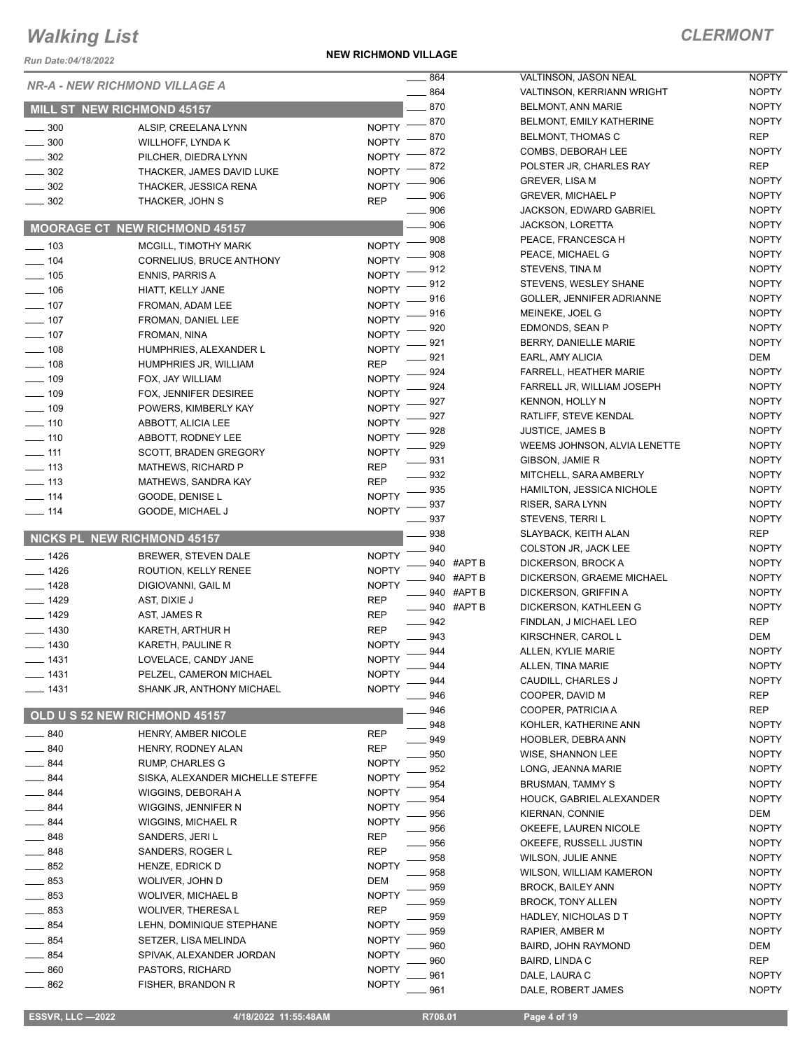# Walking List

**CLERMONT**

*Run Date:04/18/2022*

**NEW RICHMOND VILLAGE**

## NR-A - NEW RICHMOND VILLAGE A

### MILL ST NEW RICHMOND 45157

| No. | Name | Party |
|---|---|---|
| 300 | ALSIP, CREELANA LYNN | NOPTY |
| 300 | WILLHOFF, LYNDA K | NOPTY |
| 302 | PILCHER, DIEDRA LYNN | NOPTY |
| 302 | THACKER, JAMES DAVID LUKE | NOPTY |
| 302 | THACKER, JESSICA RENA | NOPTY |
| 302 | THACKER, JOHN S | REP |

### MOORAGE CT NEW RICHMOND 45157

| No. | Name | Party |
|---|---|---|
| 103 | MCGILL, TIMOTHY MARK | NOPTY |
| 104 | CORNELIUS, BRUCE ANTHONY | NOPTY |
| 105 | ENNIS, PARRIS A | NOPTY |
| 106 | HIATT, KELLY JANE | NOPTY |
| 107 | FROMAN, ADAM LEE | NOPTY |
| 107 | FROMAN, DANIEL LEE | NOPTY |
| 107 | FROMAN, NINA | NOPTY |
| 108 | HUMPHRIES, ALEXANDER L | NOPTY |
| 108 | HUMPHRIES JR, WILLIAM | REP |
| 109 | FOX, JAY WILLIAM | NOPTY |
| 109 | FOX, JENNIFER DESIREE | NOPTY |
| 109 | POWERS, KIMBERLY KAY | NOPTY |
| 110 | ABBOTT, ALICIA LEE | NOPTY |
| 110 | ABBOTT, RODNEY LEE | NOPTY |
| 111 | SCOTT, BRADEN GREGORY | NOPTY |
| 113 | MATHEWS, RICHARD P | REP |
| 113 | MATHEWS, SANDRA KAY | REP |
| 114 | GOODE, DENISE L | NOPTY |
| 114 | GOODE, MICHAEL J | NOPTY |

### NICKS PL NEW RICHMOND 45157

| No. | Name | Party |
|---|---|---|
| 1426 | BREWER, STEVEN DALE | NOPTY |
| 1426 | ROUTION, KELLY RENEE | NOPTY |
| 1428 | DIGIOVANNI, GAIL M | NOPTY |
| 1429 | AST, DIXIE J | REP |
| 1429 | AST, JAMES R | REP |
| 1430 | KARETH, ARTHUR H | REP |
| 1430 | KARETH, PAULINE R | NOPTY |
| 1431 | LOVELACE, CANDY JANE | NOPTY |
| 1431 | PELZEL, CAMERON MICHAEL | NOPTY |
| 1431 | SHANK JR, ANTHONY MICHAEL | NOPTY |

### OLD U S 52 NEW RICHMOND 45157

| No. | Name | Party |
|---|---|---|
| 840 | HENRY, AMBER NICOLE | REP |
| 840 | HENRY, RODNEY ALAN | REP |
| 844 | RUMP, CHARLES G | NOPTY |
| 844 | SISKA, ALEXANDER MICHELLE STEFFE | NOPTY |
| 844 | WIGGINS, DEBORAH A | NOPTY |
| 844 | WIGGINS, JENNIFER N | NOPTY |
| 844 | WIGGINS, MICHAEL R | NOPTY |
| 848 | SANDERS, JERI L | REP |
| 848 | SANDERS, ROGER L | REP |
| 852 | HENZE, EDRICK D | NOPTY |
| 853 | WOLIVER, JOHN D | DEM |
| 853 | WOLIVER, MICHAEL B | NOPTY |
| 853 | WOLIVER, THERESA L | REP |
| 854 | LEHN, DOMINIQUE STEPHANE | NOPTY |
| 854 | SETZER, LISA MELINDA | NOPTY |
| 854 | SPIVAK, ALEXANDER JORDAN | NOPTY |
| 860 | PASTORS, RICHARD | NOPTY |
| 862 | FISHER, BRANDON R | NOPTY |
| 864 | VALTINSON, JASON NEAL | NOPTY |
| 864 | VALTINSON, KERRIANN WRIGHT | NOPTY |
| 870 | BELMONT, ANN MARIE | NOPTY |
| 870 | BELMONT, EMILY KATHERINE | NOPTY |
| 870 | BELMONT, THOMAS C | REP |
| 872 | COMBS, DEBORAH LEE | NOPTY |
| 872 | POLSTER JR, CHARLES RAY | REP |
| 906 | GREVER, LISA M | NOPTY |
| 906 | GREVER, MICHAEL P | NOPTY |
| 906 | JACKSON, EDWARD GABRIEL | NOPTY |
| 906 | JACKSON, LORETTA | NOPTY |
| 908 | PEACE, FRANCESCA H | NOPTY |
| 908 | PEACE, MICHAEL G | NOPTY |
| 912 | STEVENS, TINA M | NOPTY |
| 912 | STEVENS, WESLEY SHANE | NOPTY |
| 916 | GOLLER, JENNIFER ADRIANNE | NOPTY |
| 916 | MEINEKE, JOEL G | NOPTY |
| 920 | EDMONDS, SEAN P | NOPTY |
| 921 | BERRY, DANIELLE MARIE | NOPTY |
| 921 | EARL, AMY ALICIA | DEM |
| 924 | FARRELL, HEATHER MARIE | NOPTY |
| 924 | FARRELL JR, WILLIAM JOSEPH | NOPTY |
| 927 | KENNON, HOLLY N | NOPTY |
| 927 | RATLIFF, STEVE KENDAL | NOPTY |
| 928 | JUSTICE, JAMES B | NOPTY |
| 929 | WEEMS JOHNSON, ALVIA LENETTE | NOPTY |
| 931 | GIBSON, JAMIE R | NOPTY |
| 932 | MITCHELL, SARA AMBERLY | NOPTY |
| 935 | HAMILTON, JESSICA NICHOLE | NOPTY |
| 937 | RISER, SARA LYNN | NOPTY |
| 937 | STEVENS, TERRI L | NOPTY |
| 938 | SLAYBACK, KEITH ALAN | REP |
| 940 | COLSTON JR, JACK LEE | NOPTY |
| 940 #APT B | DICKERSON, BROCK A | NOPTY |
| 940 #APT B | DICKERSON, GRAEME MICHAEL | NOPTY |
| 940 #APT B | DICKERSON, GRIFFIN A | NOPTY |
| 940 #APT B | DICKERSON, KATHLEEN G | NOPTY |
| 942 | FINDLAN, J MICHAEL LEO | REP |
| 943 | KIRSCHNER, CAROL L | DEM |
| 944 | ALLEN, KYLIE MARIE | NOPTY |
| 944 | ALLEN, TINA MARIE | NOPTY |
| 944 | CAUDILL, CHARLES J | NOPTY |
| 946 | COOPER, DAVID M | REP |
| 946 | COOPER, PATRICIA A | REP |
| 948 | KOHLER, KATHERINE ANN | NOPTY |
| 949 | HOOBLER, DEBRA ANN | NOPTY |
| 950 | WISE, SHANNON LEE | NOPTY |
| 952 | LONG, JEANNA MARIE | NOPTY |
| 954 | BRUSMAN, TAMMY S | NOPTY |
| 954 | HOUCK, GABRIEL ALEXANDER | NOPTY |
| 956 | KIERNAN, CONNIE | DEM |
| 956 | OKEEFE, LAUREN NICOLE | NOPTY |
| 956 | OKEEFE, RUSSELL JUSTIN | NOPTY |
| 958 | WILSON, JULIE ANNE | NOPTY |
| 958 | WILSON, WILLIAM KAMERON | NOPTY |
| 959 | BROCK, BAILEY ANN | NOPTY |
| 959 | BROCK, TONY ALLEN | NOPTY |
| 959 | HADLEY, NICHOLAS D T | NOPTY |
| 959 | RAPIER, AMBER M | NOPTY |
| 960 | BAIRD, JOHN RAYMOND | DEM |
| 960 | BAIRD, LINDA C | REP |
| 961 | DALE, LAURA C | NOPTY |
| 961 | DALE, ROBERT JAMES | NOPTY |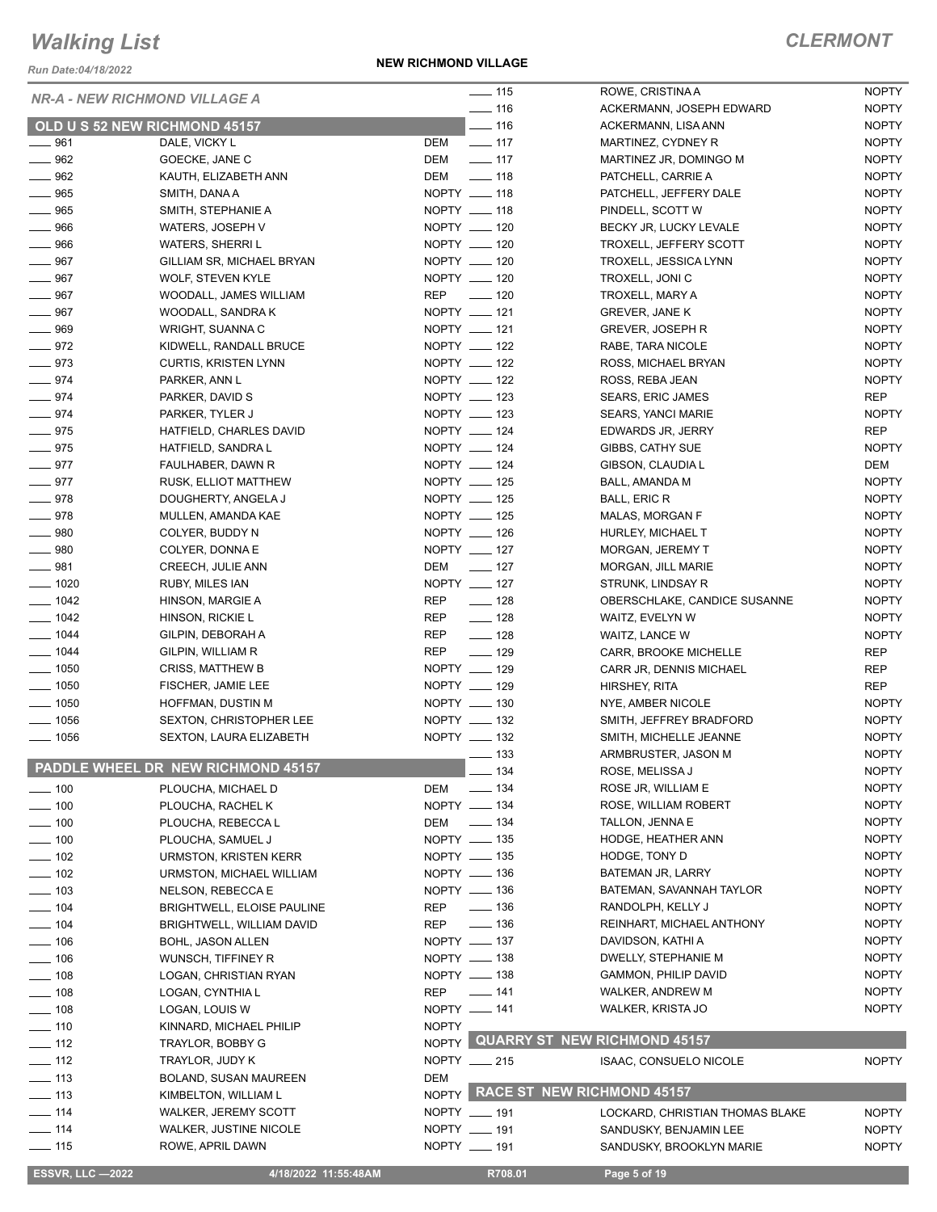# Walking List

## CLERMONT

Run Date:04/18/2022

**NEW RICHMOND VILLAGE**

### NR-A - NEW RICHMOND VILLAGE A

#### OLD U S 52 NEW RICHMOND 45157

| No. | Name | Party |
|---|---|---|
| ___ 961 | DALE, VICKY L | DEM |
| ___ 962 | GOECKE, JANE C | DEM |
| ___ 962 | KAUTH, ELIZABETH ANN | DEM |
| ___ 965 | SMITH, DANA A | NOPTY |
| ___ 965 | SMITH, STEPHANIE A | NOPTY |
| ___ 966 | WATERS, JOSEPH V | NOPTY |
| ___ 966 | WATERS, SHERRI L | NOPTY |
| ___ 967 | GILLIAM SR, MICHAEL BRYAN | NOPTY |
| ___ 967 | WOLF, STEVEN KYLE | NOPTY |
| ___ 967 | WOODALL, JAMES WILLIAM | REP |
| ___ 967 | WOODALL, SANDRA K | NOPTY |
| ___ 969 | WRIGHT, SUANNA C | NOPTY |
| ___ 972 | KIDWELL, RANDALL BRUCE | NOPTY |
| ___ 973 | CURTIS, KRISTEN LYNN | NOPTY |
| ___ 974 | PARKER, ANN L | NOPTY |
| ___ 974 | PARKER, DAVID S | NOPTY |
| ___ 974 | PARKER, TYLER J | NOPTY |
| ___ 975 | HATFIELD, CHARLES DAVID | NOPTY |
| ___ 975 | HATFIELD, SANDRA L | NOPTY |
| ___ 977 | FAULHABER, DAWN R | NOPTY |
| ___ 977 | RUSK, ELLIOT MATTHEW | NOPTY |
| ___ 978 | DOUGHERTY, ANGELA J | NOPTY |
| ___ 978 | MULLEN, AMANDA KAE | NOPTY |
| ___ 980 | COLYER, BUDDY N | NOPTY |
| ___ 980 | COLYER, DONNA E | NOPTY |
| ___ 981 | CREECH, JULIE ANN | DEM |
| ___ 1020 | RUBY, MILES IAN | NOPTY |
| ___ 1042 | HINSON, MARGIE A | REP |
| ___ 1042 | HINSON, RICKIE L | REP |
| ___ 1044 | GILPIN, DEBORAH A | REP |
| ___ 1044 | GILPIN, WILLIAM R | REP |
| ___ 1050 | CRISS, MATTHEW B | NOPTY |
| ___ 1050 | FISCHER, JAMIE LEE | NOPTY |
| ___ 1050 | HOFFMAN, DUSTIN M | NOPTY |
| ___ 1056 | SEXTON, CHRISTOPHER LEE | NOPTY |
| ___ 1056 | SEXTON, LAURA ELIZABETH | NOPTY |

#### PADDLE WHEEL DR NEW RICHMOND 45157

| No. | Name | Party |
|---|---|---|
| ___ 100 | PLOUCHA, MICHAEL D | DEM |
| ___ 100 | PLOUCHA, RACHEL K | NOPTY |
| ___ 100 | PLOUCHA, REBECCA L | DEM |
| ___ 100 | PLOUCHA, SAMUEL J | NOPTY |
| ___ 102 | URMSTON, KRISTEN KERR | NOPTY |
| ___ 102 | URMSTON, MICHAEL WILLIAM | NOPTY |
| ___ 103 | NELSON, REBECCA E | NOPTY |
| ___ 104 | BRIGHTWELL, ELOISE PAULINE | REP |
| ___ 104 | BRIGHTWELL, WILLIAM DAVID | REP |
| ___ 106 | BOHL, JASON ALLEN | NOPTY |
| ___ 106 | WUNSCH, TIFFINEY R | NOPTY |
| ___ 108 | LOGAN, CHRISTIAN RYAN | NOPTY |
| ___ 108 | LOGAN, CYNTHIA L | REP |
| ___ 108 | LOGAN, LOUIS W | NOPTY |
| ___ 110 | KINNARD, MICHAEL PHILIP | NOPTY |
| ___ 112 | TRAYLOR, BOBBY G | NOPTY |
| ___ 112 | TRAYLOR, JUDY K | NOPTY |
| ___ 113 | BOLAND, SUSAN MAUREEN | DEM |
| ___ 113 | KIMBELTON, WILLIAM L | NOPTY |
| ___ 114 | WALKER, JEREMY SCOTT | NOPTY |
| ___ 114 | WALKER, JUSTINE NICOLE | NOPTY |
| ___ 115 | ROWE, APRIL DAWN | NOPTY |
| ___ 115 | ROWE, CRISTINA A | NOPTY |
| ___ 116 | ACKERMANN, JOSEPH EDWARD | NOPTY |
| ___ 116 | ACKERMANN, LISA ANN | NOPTY |
| ___ 117 | MARTINEZ, CYDNEY R | NOPTY |
| ___ 117 | MARTINEZ JR, DOMINGO M | NOPTY |
| ___ 118 | PATCHELL, CARRIE A | NOPTY |
| ___ 118 | PATCHELL, JEFFERY DALE | NOPTY |
| ___ 118 | PINDELL, SCOTT W | NOPTY |
| ___ 120 | BECKY JR, LUCKY LEVALE | NOPTY |
| ___ 120 | TROXELL, JEFFERY SCOTT | NOPTY |
| ___ 120 | TROXELL, JESSICA LYNN | NOPTY |
| ___ 120 | TROXELL, JONI C | NOPTY |
| ___ 120 | TROXELL, MARY A | NOPTY |
| ___ 121 | GREVER, JANE K | NOPTY |
| ___ 121 | GREVER, JOSEPH R | NOPTY |
| ___ 122 | RABE, TARA NICOLE | NOPTY |
| ___ 122 | ROSS, MICHAEL BRYAN | NOPTY |
| ___ 122 | ROSS, REBA JEAN | NOPTY |
| ___ 123 | SEARS, ERIC JAMES | REP |
| ___ 123 | SEARS, YANCI MARIE | NOPTY |
| ___ 124 | EDWARDS JR, JERRY | REP |
| ___ 124 | GIBBS, CATHY SUE | NOPTY |
| ___ 124 | GIBSON, CLAUDIA L | DEM |
| ___ 125 | BALL, AMANDA M | NOPTY |
| ___ 125 | BALL, ERIC R | NOPTY |
| ___ 125 | MALAS, MORGAN F | NOPTY |
| ___ 126 | HURLEY, MICHAEL T | NOPTY |
| ___ 127 | MORGAN, JEREMY T | NOPTY |
| ___ 127 | MORGAN, JILL MARIE | NOPTY |
| ___ 127 | STRUNK, LINDSAY R | NOPTY |
| ___ 128 | OBERSCHLAKE, CANDICE SUSANNE | NOPTY |
| ___ 128 | WAITZ, EVELYN W | NOPTY |
| ___ 128 | WAITZ, LANCE W | NOPTY |
| ___ 129 | CARR, BROOKE MICHELLE | REP |
| ___ 129 | CARR JR, DENNIS MICHAEL | REP |
| ___ 129 | HIRSHEY, RITA | REP |
| ___ 130 | NYE, AMBER NICOLE | NOPTY |
| ___ 132 | SMITH, JEFFREY BRADFORD | NOPTY |
| ___ 132 | SMITH, MICHELLE JEANNE | NOPTY |
| ___ 133 | ARMBRUSTER, JASON M | NOPTY |
| ___ 134 | ROSE, MELISSA J | NOPTY |
| ___ 134 | ROSE JR, WILLIAM E | NOPTY |
| ___ 134 | ROSE, WILLIAM ROBERT | NOPTY |
| ___ 134 | TALLON, JENNA E | NOPTY |
| ___ 135 | HODGE, HEATHER ANN | NOPTY |
| ___ 135 | HODGE, TONY D | NOPTY |
| ___ 136 | BATEMAN JR, LARRY | NOPTY |
| ___ 136 | BATEMAN, SAVANNAH TAYLOR | NOPTY |
| ___ 136 | RANDOLPH, KELLY J | NOPTY |
| ___ 136 | REINHART, MICHAEL ANTHONY | NOPTY |
| ___ 137 | DAVIDSON, KATHI A | NOPTY |
| ___ 138 | DWELLY, STEPHANIE M | NOPTY |
| ___ 138 | GAMMON, PHILIP DAVID | NOPTY |
| ___ 141 | WALKER, ANDREW M | NOPTY |
| ___ 141 | WALKER, KRISTA JO | NOPTY |

#### QUARRY ST NEW RICHMOND 45157

| No. | Name | Party |
|---|---|---|
| ___ 215 | ISAAC, CONSUELO NICOLE | NOPTY |

#### RACE ST NEW RICHMOND 45157

| No. | Name | Party |
|---|---|---|
| ___ 191 | LOCKARD, CHRISTIAN THOMAS BLAKE | NOPTY |
| ___ 191 | SANDUSKY, BENJAMIN LEE | NOPTY |
| ___ 191 | SANDUSKY, BROOKLYN MARIE | NOPTY |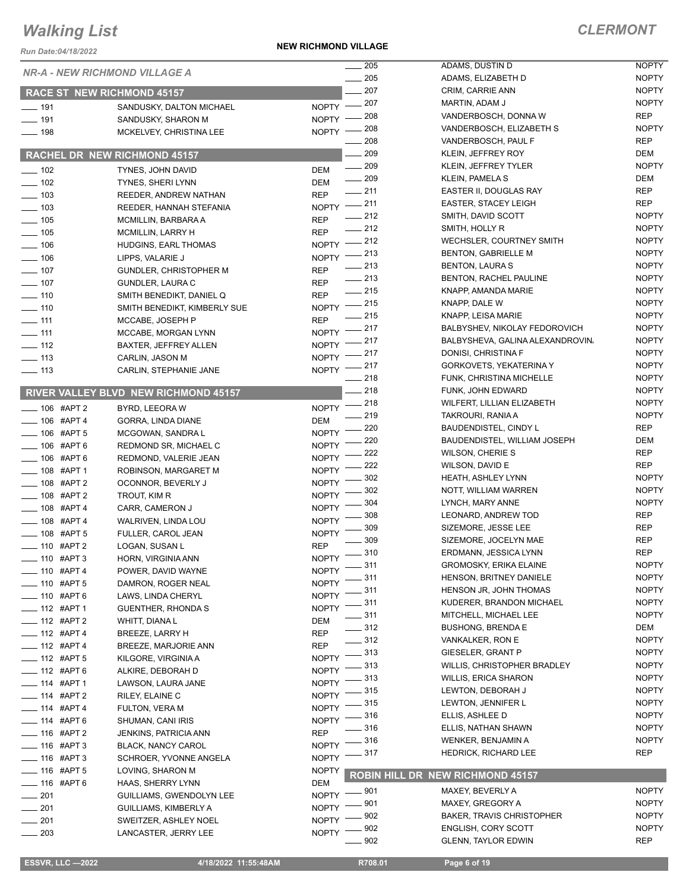# Walking List

## CLERMONT

Run Date:04/18/2022

**NEW RICHMOND VILLAGE**

### NR-A - NEW RICHMOND VILLAGE A

#### RACE ST NEW RICHMOND 45157

| No. | Name | Party |
|---|---|---|
| 191 | SANDUSKY, DALTON MICHAEL | NOPTY |
| 191 | SANDUSKY, SHARON M | NOPTY |
| 198 | MCKELVEY, CHRISTINA LEE | NOPTY |

#### RACHEL DR NEW RICHMOND 45157

| No. | Name | Party |
|---|---|---|
| 102 | TYNES, JOHN DAVID | DEM |
| 102 | TYNES, SHERI LYNN | DEM |
| 103 | REEDER, ANDREW NATHAN | REP |
| 103 | REEDER, HANNAH STEFANIA | NOPTY |
| 105 | MCMILLIN, BARBARA A | REP |
| 105 | MCMILLIN, LARRY H | REP |
| 106 | HUDGINS, EARL THOMAS | NOPTY |
| 106 | LIPPS, VALARIE J | NOPTY |
| 107 | GUNDLER, CHRISTOPHER M | REP |
| 107 | GUNDLER, LAURA C | REP |
| 110 | SMITH BENEDIKT, DANIEL Q | REP |
| 110 | SMITH BENEDIKT, KIMBERLY SUE | NOPTY |
| 111 | MCCABE, JOSEPH P | REP |
| 111 | MCCABE, MORGAN LYNN | NOPTY |
| 112 | BAXTER, JEFFREY ALLEN | NOPTY |
| 113 | CARLIN, JASON M | NOPTY |
| 113 | CARLIN, STEPHANIE JANE | NOPTY |

#### RIVER VALLEY BLVD NEW RICHMOND 45157

| No. | Name | Party |
|---|---|---|
| 106 #APT 2 | BYRD, LEEORA W | NOPTY |
| 106 #APT 4 | GORRA, LINDA DIANE | DEM |
| 106 #APT 5 | MCGOWAN, SANDRA L | NOPTY |
| 106 #APT 6 | REDMOND SR, MICHAEL C | NOPTY |
| 106 #APT 6 | REDMOND, VALERIE JEAN | NOPTY |
| 108 #APT 1 | ROBINSON, MARGARET M | NOPTY |
| 108 #APT 2 | OCONNOR, BEVERLY J | NOPTY |
| 108 #APT 2 | TROUT, KIM R | NOPTY |
| 108 #APT 4 | CARR, CAMERON J | NOPTY |
| 108 #APT 4 | WALRIVEN, LINDA LOU | NOPTY |
| 108 #APT 5 | FULLER, CAROL JEAN | NOPTY |
| 110 #APT 2 | LOGAN, SUSAN L | REP |
| 110 #APT 3 | HORN, VIRGINIA ANN | NOPTY |
| 110 #APT 4 | POWER, DAVID WAYNE | NOPTY |
| 110 #APT 5 | DAMRON, ROGER NEAL | NOPTY |
| 110 #APT 6 | LAWS, LINDA CHERYL | NOPTY |
| 112 #APT 1 | GUENTHER, RHONDA S | NOPTY |
| 112 #APT 2 | WHITT, DIANA L | DEM |
| 112 #APT 4 | BREEZE, LARRY H | REP |
| 112 #APT 4 | BREEZE, MARJORIE ANN | REP |
| 112 #APT 5 | KILGORE, VIRGINIA A | NOPTY |
| 112 #APT 6 | ALKIRE, DEBORAH D | NOPTY |
| 114 #APT 1 | LAWSON, LAURA JANE | NOPTY |
| 114 #APT 2 | RILEY, ELAINE C | NOPTY |
| 114 #APT 4 | FULTON, VERA M | NOPTY |
| 114 #APT 6 | SHUMAN, CANI IRIS | NOPTY |
| 116 #APT 2 | JENKINS, PATRICIA ANN | REP |
| 116 #APT 3 | BLACK, NANCY CAROL | NOPTY |
| 116 #APT 3 | SCHROER, YVONNE ANGELA | NOPTY |
| 116 #APT 5 | LOVING, SHARON M | NOPTY |
| 116 #APT 6 | HAAS, SHERRY LYNN | DEM |
| 201 | GUILLIAMS, GWENDOLYN LEE | NOPTY |
| 201 | GUILLIAMS, KIMBERLY A | NOPTY |
| 201 | SWEITZER, ASHLEY NOEL | NOPTY |
| 203 | LANCASTER, JERRY LEE | NOPTY |
| 205 | ADAMS, DUSTIN D | NOPTY |
| 205 | ADAMS, ELIZABETH D | NOPTY |
| 207 | CRIM, CARRIE ANN | NOPTY |
| 207 | MARTIN, ADAM J | NOPTY |
| 208 | VANDERBOSCH, DONNA W | REP |
| 208 | VANDERBOSCH, ELIZABETH S | NOPTY |
| 208 | VANDERBOSCH, PAUL F | REP |
| 209 | KLEIN, JEFFREY ROY | DEM |
| 209 | KLEIN, JEFFREY TYLER | NOPTY |
| 209 | KLEIN, PAMELA S | DEM |
| 211 | EASTER II, DOUGLAS RAY | REP |
| 211 | EASTER, STACEY LEIGH | REP |
| 212 | SMITH, DAVID SCOTT | NOPTY |
| 212 | SMITH, HOLLY R | NOPTY |
| 212 | WECHSLER, COURTNEY SMITH | NOPTY |
| 213 | BENTON, GABRIELLE M | NOPTY |
| 213 | BENTON, LAURA S | NOPTY |
| 213 | BENTON, RACHEL PAULINE | NOPTY |
| 215 | KNAPP, AMANDA MARIE | NOPTY |
| 215 | KNAPP, DALE W | NOPTY |
| 215 | KNAPP, LEISA MARIE | NOPTY |
| 217 | BALBYSHEV, NIKOLAY FEDOROVICH | NOPTY |
| 217 | BALBYSHEVA, GALINA ALEXANDROVIN/ | NOPTY |
| 217 | DONISI, CHRISTINA F | NOPTY |
| 217 | GORKOVETS, YEKATERINA Y | NOPTY |
| 218 | FUNK, CHRISTINA MICHELLE | NOPTY |
| 218 | FUNK, JOHN EDWARD | NOPTY |
| 218 | WILFERT, LILLIAN ELIZABETH | NOPTY |
| 219 | TAKROURI, RANIA A | NOPTY |
| 220 | BAUDENDISTEL, CINDY L | REP |
| 220 | BAUDENDISTEL, WILLIAM JOSEPH | DEM |
| 222 | WILSON, CHERIE S | REP |
| 222 | WILSON, DAVID E | REP |
| 302 | HEATH, ASHLEY LYNN | NOPTY |
| 302 | NOTT, WILLIAM WARREN | NOPTY |
| 304 | LYNCH, MARY ANNE | NOPTY |
| 308 | LEONARD, ANDREW TOD | REP |
| 309 | SIZEMORE, JESSE LEE | REP |
| 309 | SIZEMORE, JOCELYN MAE | REP |
| 310 | ERDMANN, JESSICA LYNN | REP |
| 311 | GROMOSKY, ERIKA ELAINE | NOPTY |
| 311 | HENSON, BRITNEY DANIELE | NOPTY |
| 311 | HENSON JR, JOHN THOMAS | NOPTY |
| 311 | KUDERER, BRANDON MICHAEL | NOPTY |
| 311 | MITCHELL, MICHAEL LEE | NOPTY |
| 312 | BUSHONG, BRENDA E | DEM |
| 312 | VANKALKER, RON E | NOPTY |
| 313 | GIESELER, GRANT P | NOPTY |
| 313 | WILLIS, CHRISTOPHER BRADLEY | NOPTY |
| 313 | WILLIS, ERICA SHARON | NOPTY |
| 315 | LEWTON, DEBORAH J | NOPTY |
| 315 | LEWTON, JENNIFER L | NOPTY |
| 316 | ELLIS, ASHLEE D | NOPTY |
| 316 | ELLIS, NATHAN SHAWN | NOPTY |
| 316 | WENKER, BENJAMIN A | NOPTY |
| 317 | HEDRICK, RICHARD LEE | REP |

#### ROBIN HILL DR NEW RICHMOND 45157

| No. | Name | Party |
|---|---|---|
| 901 | MAXEY, BEVERLY A | NOPTY |
| 901 | MAXEY, GREGORY A | NOPTY |
| 902 | BAKER, TRAVIS CHRISTOPHER | NOPTY |
| 902 | ENGLISH, CORY SCOTT | NOPTY |
| 902 | GLENN, TAYLOR EDWIN | REP |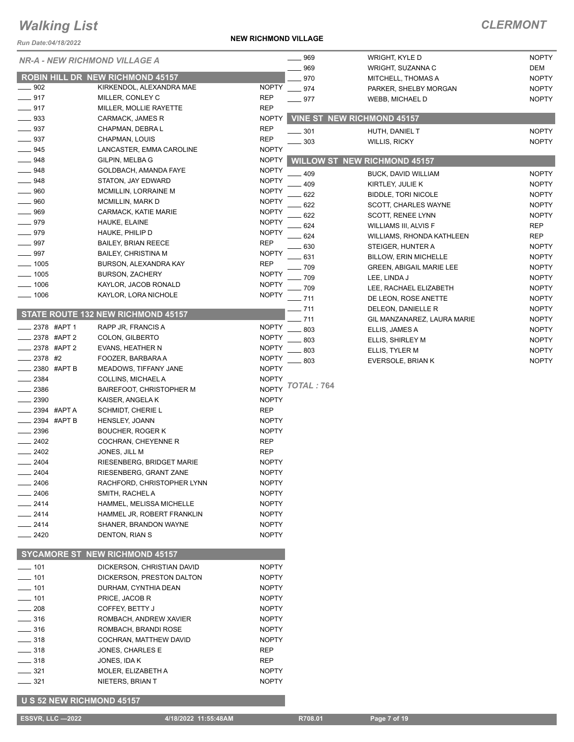# Walking List

## CLERMONT

Run Date:04/18/2022

**NEW RICHMOND VILLAGE**

### NR-A - NEW RICHMOND VILLAGE A

#### ROBIN HILL DR NEW RICHMOND 45157

| No. | Name | Party |
|---|---|---|
| ____ 902 | KIRKENDOL, ALEXANDRA MAE | NOPTY |
| ____ 917 | MILLER, CONLEY C | REP |
| ____ 917 | MILLER, MOLLIE RAYETTE | REP |
| ____ 933 | CARMACK, JAMES R | NOPTY |
| ____ 937 | CHAPMAN, DEBRA L | REP |
| ____ 937 | CHAPMAN, LOUIS | REP |
| ____ 945 | LANCASTER, EMMA CAROLINE | NOPTY |
| ____ 948 | GILPIN, MELBA G | NOPTY |
| ____ 948 | GOLDBACH, AMANDA FAYE | NOPTY |
| ____ 948 | STATON, JAY EDWARD | NOPTY |
| ____ 960 | MCMILLIN, LORRAINE M | NOPTY |
| ____ 960 | MCMILLIN, MARK D | NOPTY |
| ____ 969 | CARMACK, KATIE MARIE | NOPTY |
| ____ 979 | HAUKE, ELAINE | NOPTY |
| ____ 979 | HAUKE, PHILIP D | NOPTY |
| ____ 997 | BAILEY, BRIAN REECE | REP |
| ____ 997 | BAILEY, CHRISTINA M | NOPTY |
| ____ 1005 | BURSON, ALEXANDRA KAY | REP |
| ____ 1005 | BURSON, ZACHERY | NOPTY |
| ____ 1006 | KAYLOR, JACOB RONALD | NOPTY |
| ____ 1006 | KAYLOR, LORA NICHOLE | NOPTY |

#### STATE ROUTE 132 NEW RICHMOND 45157

| No. | Name | Party |
|---|---|---|
| ____ 2378 #APT 1 | RAPP JR, FRANCIS A | NOPTY |
| ____ 2378 #APT 2 | COLON, GILBERTO | NOPTY |
| ____ 2378 #APT 2 | EVANS, HEATHER N | NOPTY |
| ____ 2378 #2 | FOOZER, BARBARA A | NOPTY |
| ____ 2380 #APT B | MEADOWS, TIFFANY JANE | NOPTY |
| ____ 2384 | COLLINS, MICHAEL A | NOPTY |
| ____ 2386 | BAIREFOOT, CHRISTOPHER M | NOPTY |
| ____ 2390 | KAISER, ANGELA K | NOPTY |
| ____ 2394 #APT A | SCHMIDT, CHERIE L | REP |
| ____ 2394 #APT B | HENSLEY, JOANN | NOPTY |
| ____ 2396 | BOUCHER, ROGER K | NOPTY |
| ____ 2402 | COCHRAN, CHEYENNE R | REP |
| ____ 2402 | JONES, JILL M | REP |
| ____ 2404 | RIESENBERG, BRIDGET MARIE | NOPTY |
| ____ 2404 | RIESENBERG, GRANT ZANE | NOPTY |
| ____ 2406 | RACHFORD, CHRISTOPHER LYNN | NOPTY |
| ____ 2406 | SMITH, RACHEL A | NOPTY |
| ____ 2414 | HAMMEL, MELISSA MICHELLE | NOPTY |
| ____ 2414 | HAMMEL JR, ROBERT FRANKLIN | NOPTY |
| ____ 2414 | SHANER, BRANDON WAYNE | NOPTY |
| ____ 2420 | DENTON, RIAN S | NOPTY |

#### SYCAMORE ST NEW RICHMOND 45157

| No. | Name | Party |
|---|---|---|
| ____ 101 | DICKERSON, CHRISTIAN DAVID | NOPTY |
| ____ 101 | DICKERSON, PRESTON DALTON | NOPTY |
| ____ 101 | DURHAM, CYNTHIA DEAN | NOPTY |
| ____ 101 | PRICE, JACOB R | NOPTY |
| ____ 208 | COFFEY, BETTY J | NOPTY |
| ____ 316 | ROMBACH, ANDREW XAVIER | NOPTY |
| ____ 316 | ROMBACH, BRANDI ROSE | NOPTY |
| ____ 318 | COCHRAN, MATTHEW DAVID | NOPTY |
| ____ 318 | JONES, CHARLES E | REP |
| ____ 318 | JONES, IDA K | REP |
| ____ 321 | MOLER, ELIZABETH A | NOPTY |
| ____ 321 | NIETERS, BRIAN T | NOPTY |

#### U S 52 NEW RICHMOND 45157

| No. | Name | Party |
|---|---|---|
| ____ 969 | WRIGHT, KYLE D | NOPTY |
| ____ 969 | WRIGHT, SUZANNA C | DEM |
| ____ 970 | MITCHELL, THOMAS A | NOPTY |
| ____ 974 | PARKER, SHELBY MORGAN | NOPTY |
| ____ 977 | WEBB, MICHAEL D | NOPTY |

#### VINE ST NEW RICHMOND 45157

| No. | Name | Party |
|---|---|---|
| ____ 301 | HUTH, DANIEL T | NOPTY |
| ____ 303 | WILLIS, RICKY | NOPTY |

#### WILLOW ST NEW RICHMOND 45157

| No. | Name | Party |
|---|---|---|
| ____ 409 | BUCK, DAVID WILLIAM | NOPTY |
| ____ 409 | KIRTLEY, JULIE K | NOPTY |
| ____ 622 | BIDDLE, TORI NICOLE | NOPTY |
| ____ 622 | SCOTT, CHARLES WAYNE | NOPTY |
| ____ 622 | SCOTT, RENEE LYNN | NOPTY |
| ____ 624 | WILLIAMS III, ALVIS F | REP |
| ____ 624 | WILLIAMS, RHONDA KATHLEEN | REP |
| ____ 630 | STEIGER, HUNTER A | NOPTY |
| ____ 631 | BILLOW, ERIN MICHELLE | NOPTY |
| ____ 709 | GREEN, ABIGAIL MARIE LEE | NOPTY |
| ____ 709 | LEE, LINDA J | NOPTY |
| ____ 709 | LEE, RACHAEL ELIZABETH | NOPTY |
| ____ 711 | DE LEON, ROSE ANETTE | NOPTY |
| ____ 711 | DELEON, DANIELLE R | NOPTY |
| ____ 711 | GIL MANZANAREZ, LAURA MARIE | NOPTY |
| ____ 803 | ELLIS, JAMES A | NOPTY |
| ____ 803 | ELLIS, SHIRLEY M | NOPTY |
| ____ 803 | ELLIS, TYLER M | NOPTY |
| ____ 803 | EVERSOLE, BRIAN K | NOPTY |

*TOTAL : 764*

ESSVR, LLC —2022 | 4/18/2022 11:55:48AM | R708.01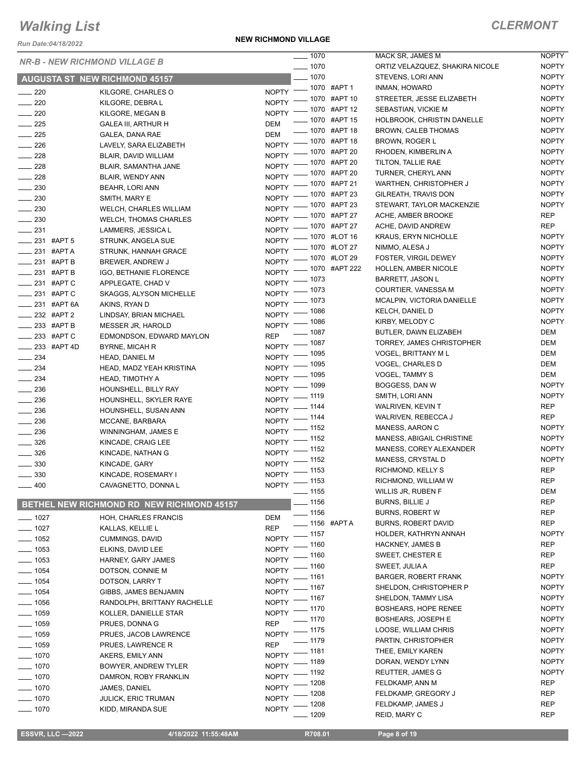# Walking List

## CLERMONT

Run Date:04/18/2022

**NEW RICHMOND VILLAGE**

### NR-B - NEW RICHMOND VILLAGE B

### AUGUSTA ST NEW RICHMOND 45157

| Address | Name | Party |
|---|---|---|
| 220 | KILGORE, CHARLES O | NOPTY |
| 220 | KILGORE, DEBRA L | NOPTY |
| 220 | KILGORE, MEGAN B | NOPTY |
| 225 | GALEA III, ARTHUR H | DEM |
| 225 | GALEA, DANA RAE | DEM |
| 226 | LAVELY, SARA ELIZABETH | NOPTY |
| 228 | BLAIR, DAVID WILLIAM | NOPTY |
| 228 | BLAIR, SAMANTHA JANE | NOPTY |
| 228 | BLAIR, WENDY ANN | NOPTY |
| 230 | BEAHR, LORI ANN | NOPTY |
| 230 | SMITH, MARY E | NOPTY |
| 230 | WELCH, CHARLES WILLIAM | NOPTY |
| 230 | WELCH, THOMAS CHARLES | NOPTY |
| 231 | LAMMERS, JESSICA L | NOPTY |
| 231 #APT 5 | STRUNK, ANGELA SUE | NOPTY |
| 231 #APT A | STRUNK, HANNAH GRACE | NOPTY |
| 231 #APT B | BREWER, ANDREW J | NOPTY |
| 231 #APT B | IGO, BETHANIE FLORENCE | NOPTY |
| 231 #APT C | APPLEGATE, CHAD V | NOPTY |
| 231 #APT C | SKAGGS, ALYSON MICHELLE | NOPTY |
| 231 #APT 6A | AKINS, RYAN D | NOPTY |
| 232 #APT 2 | LINDSAY, BRIAN MICHAEL | NOPTY |
| 233 #APT B | MESSER JR, HAROLD | NOPTY |
| 233 #APT C | EDMONDSON, EDWARD MAYLON | REP |
| 233 #APT 4D | BYRNE, MICAH R | NOPTY |
| 234 | HEAD, DANIEL M | NOPTY |
| 234 | HEAD, MADZ YEAH KRISTINA | NOPTY |
| 234 | HEAD, TIMOTHY A | NOPTY |
| 236 | HOUNSHELL, BILLY RAY | NOPTY |
| 236 | HOUNSHELL, SKYLER RAYE | NOPTY |
| 236 | HOUNSHELL, SUSAN ANN | NOPTY |
| 236 | MCCANE, BARBARA | NOPTY |
| 236 | WINNINGHAM, JAMES E | NOPTY |
| 326 | KINCADE, CRAIG LEE | NOPTY |
| 326 | KINCADE, NATHAN G | NOPTY |
| 330 | KINCADE, GARY | NOPTY |
| 330 | KINCADE, ROSEMARY I | NOPTY |
| 400 | CAVAGNETTO, DONNA L | NOPTY |

### BETHEL NEW RICHMOND RD NEW RICHMOND 45157

| Address | Name | Party |
|---|---|---|
| 1027 | HOH, CHARLES FRANCIS | DEM |
| 1027 | KALLAS, KELLIE L | REP |
| 1052 | CUMMINGS, DAVID | NOPTY |
| 1053 | ELKINS, DAVID LEE | NOPTY |
| 1053 | HARNEY, GARY JAMES | NOPTY |
| 1054 | DOTSON, CONNIE M | NOPTY |
| 1054 | DOTSON, LARRY T | NOPTY |
| 1054 | GIBBS, JAMES BENJAMIN | NOPTY |
| 1056 | RANDOLPH, BRITTANY RACHELLE | NOPTY |
| 1059 | KOLLER, DANIELLE STAR | NOPTY |
| 1059 | PRUES, DONNA G | REP |
| 1059 | PRUES, JACOB LAWRENCE | NOPTY |
| 1059 | PRUES, LAWRENCE R | REP |
| 1070 | AKERS, EMILY ANN | NOPTY |
| 1070 | BOWYER, ANDREW TYLER | NOPTY |
| 1070 | DAMRON, ROBY FRANKLIN | NOPTY |
| 1070 | JAMES, DANIEL | NOPTY |
| 1070 | JULICK, ERIC TRUMAN | NOPTY |
| 1070 | KIDD, MIRANDA SUE | NOPTY |
| 1070 | MACK SR, JAMES M | NOPTY |
| 1070 | ORTIZ VELAZQUEZ, SHAKIRA NICOLE | NOPTY |
| 1070 | STEVENS, LORI ANN | NOPTY |
| 1070 #APT 1 | INMAN, HOWARD | NOPTY |
| 1070 #APT 10 | STREETER, JESSE ELIZABETH | NOPTY |
| 1070 #APT 12 | SEBASTIAN, VICKIE M | NOPTY |
| 1070 #APT 15 | HOLBROOK, CHRISTIN DANELLE | NOPTY |
| 1070 #APT 18 | BROWN, CALEB THOMAS | NOPTY |
| 1070 #APT 18 | BROWN, ROGER L | NOPTY |
| 1070 #APT 20 | RHODEN, KIMBERLIN A | NOPTY |
| 1070 #APT 20 | TILTON, TALLIE RAE | NOPTY |
| 1070 #APT 20 | TURNER, CHERYL ANN | NOPTY |
| 1070 #APT 21 | WARTHEN, CHRISTOPHER J | NOPTY |
| 1070 #APT 23 | GILREATH, TRAVIS DON | NOPTY |
| 1070 #APT 23 | STEWART, TAYLOR MACKENZIE | NOPTY |
| 1070 #APT 27 | ACHE, AMBER BROOKE | REP |
| 1070 #APT 27 | ACHE, DAVID ANDREW | REP |
| 1070 #LOT 16 | KRAUS, ERYN NICHOLLE | NOPTY |
| 1070 #LOT 27 | NIMMO, ALESA J | NOPTY |
| 1070 #LOT 29 | FOSTER, VIRGIL DEWEY | NOPTY |
| 1070 #APT 222 | HOLLEN, AMBER NICOLE | NOPTY |
| 1073 | BARRETT, JASON L | NOPTY |
| 1073 | COURTIER, VANESSA M | NOPTY |
| 1073 | MCALPIN, VICTORIA DANIELLE | NOPTY |
| 1086 | KELCH, DANIEL D | NOPTY |
| 1086 | KIRBY, MELODY C | NOPTY |
| 1087 | BUTLER, DAWN ELIZABEH | DEM |
| 1087 | TORREY, JAMES CHRISTOPHER | DEM |
| 1095 | VOGEL, BRITTANY M L | DEM |
| 1095 | VOGEL, CHARLES D | DEM |
| 1095 | VOGEL, TAMMY S | DEM |
| 1099 | BOGGESS, DAN W | NOPTY |
| 1119 | SMITH, LORI ANN | NOPTY |
| 1144 | WALRIVEN, KEVIN T | REP |
| 1144 | WALRIVEN, REBECCA J | REP |
| 1152 | MANESS, AARON C | NOPTY |
| 1152 | MANESS, ABIGAIL CHRISTINE | NOPTY |
| 1152 | MANESS, COREY ALEXANDER | NOPTY |
| 1152 | MANESS, CRYSTAL D | NOPTY |
| 1153 | RICHMOND, KELLY S | REP |
| 1153 | RICHMOND, WILLIAM W | REP |
| 1155 | WILLIS JR, RUBEN F | DEM |
| 1156 | BURNS, BILLIE J | REP |
| 1156 | BURNS, ROBERT W | REP |
| 1156 #APT A | BURNS, ROBERT DAVID | REP |
| 1157 | HOLDER, KATHRYN ANNAH | NOPTY |
| 1160 | HACKNEY, JAMES B | REP |
| 1160 | SWEET, CHESTER E | REP |
| 1160 | SWEET, JULIA A | REP |
| 1161 | BARGER, ROBERT FRANK | NOPTY |
| 1167 | SHELDON, CHRISTOPHER P | NOPTY |
| 1167 | SHELDON, TAMMY LISA | NOPTY |
| 1170 | BOSHEARS, HOPE RENEE | NOPTY |
| 1170 | BOSHEARS, JOSEPH E | NOPTY |
| 1175 | LOOSE, WILLIAM CHRIS | NOPTY |
| 1179 | PARTIN, CHRISTOPHER | NOPTY |
| 1181 | THEE, EMILY KAREN | NOPTY |
| 1189 | DORAN, WENDY LYNN | NOPTY |
| 1192 | REUTTER, JAMES G | NOPTY |
| 1208 | FELDKAMP, ANN M | REP |
| 1208 | FELDKAMP, GREGORY J | REP |
| 1208 | FELDKAMP, JAMES J | REP |
| 1209 | REID, MARY C | REP |

ESSVR, LLC —2022 4/18/2022 11:55:48AM R708.01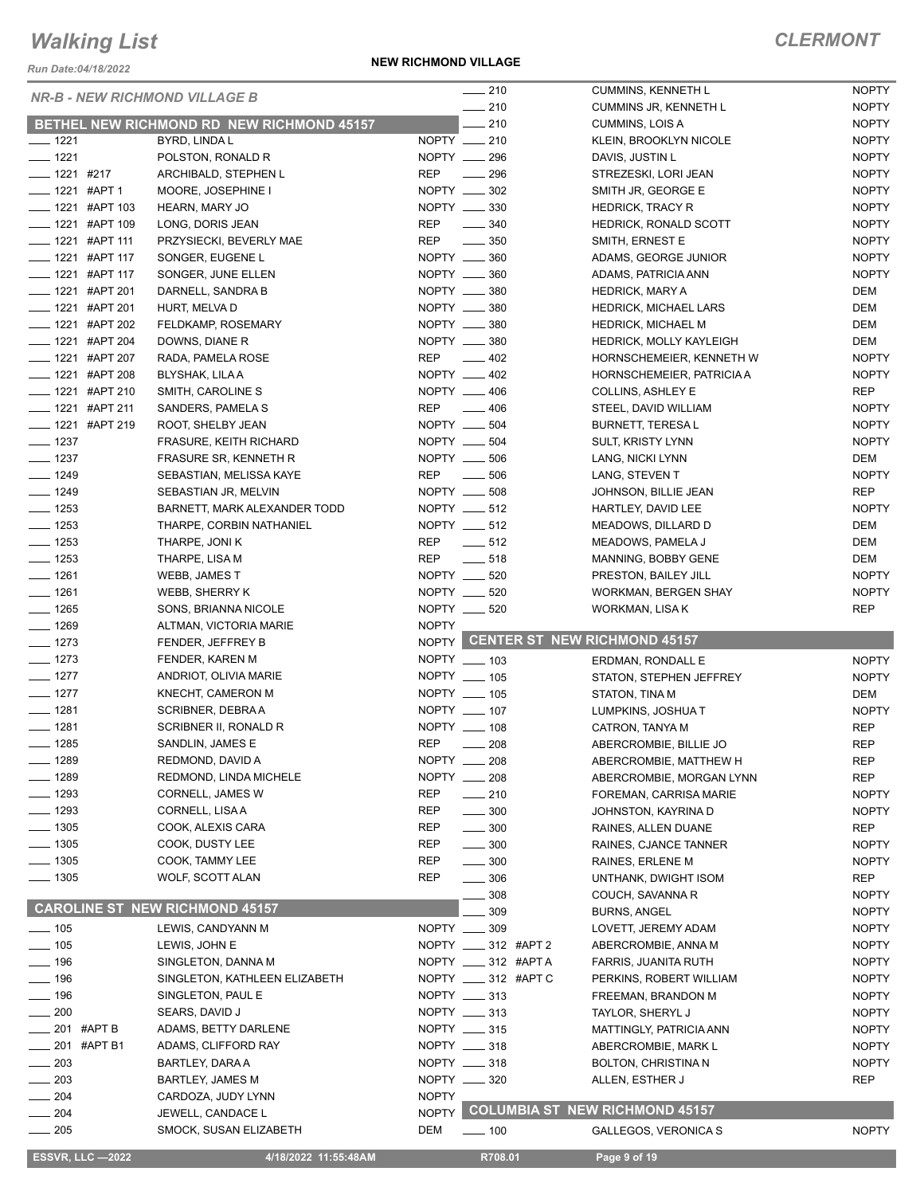# Walking List

## CLERMONT

**NEW RICHMOND VILLAGE**

### NR-B - NEW RICHMOND VILLAGE B

#### BETHEL NEW RICHMOND RD NEW RICHMOND 45157

| No. | Name | Party |
|---|---|---|
| 1221 | BYRD, LINDA L | NOPTY |
| 1221 | POLSTON, RONALD R | NOPTY |
| 1221 #217 | ARCHIBALD, STEPHEN L | REP |
| 1221 #APT 1 | MOORE, JOSEPHINE I | NOPTY |
| 1221 #APT 103 | HEARN, MARY JO | NOPTY |
| 1221 #APT 109 | LONG, DORIS JEAN | REP |
| 1221 #APT 111 | PRZYSIECKI, BEVERLY MAE | REP |
| 1221 #APT 117 | SONGER, EUGENE L | NOPTY |
| 1221 #APT 117 | SONGER, JUNE ELLEN | NOPTY |
| 1221 #APT 201 | DARNELL, SANDRA B | NOPTY |
| 1221 #APT 201 | HURT, MELVA D | NOPTY |
| 1221 #APT 202 | FELDKAMP, ROSEMARY | NOPTY |
| 1221 #APT 204 | DOWNS, DIANE R | NOPTY |
| 1221 #APT 207 | RADA, PAMELA ROSE | REP |
| 1221 #APT 208 | BLYSHAK, LILA A | NOPTY |
| 1221 #APT 210 | SMITH, CAROLINE S | NOPTY |
| 1221 #APT 211 | SANDERS, PAMELA S | REP |
| 1221 #APT 219 | ROOT, SHELBY JEAN | NOPTY |
| 1237 | FRASURE, KEITH RICHARD | NOPTY |
| 1237 | FRASURE SR, KENNETH R | NOPTY |
| 1249 | SEBASTIAN, MELISSA KAYE | REP |
| 1249 | SEBASTIAN JR, MELVIN | NOPTY |
| 1253 | BARNETT, MARK ALEXANDER TODD | NOPTY |
| 1253 | THARPE, CORBIN NATHANIEL | NOPTY |
| 1253 | THARPE, JONI K | REP |
| 1253 | THARPE, LISA M | REP |
| 1261 | WEBB, JAMES T | NOPTY |
| 1261 | WEBB, SHERRY K | NOPTY |
| 1265 | SONS, BRIANNA NICOLE | NOPTY |
| 1269 | ALTMAN, VICTORIA MARIE | NOPTY |
| 1273 | FENDER, JEFFREY B | NOPTY |
| 1273 | FENDER, KAREN M | NOPTY |
| 1277 | ANDRIOT, OLIVIA MARIE | NOPTY |
| 1277 | KNECHT, CAMERON M | NOPTY |
| 1281 | SCRIBNER, DEBRA A | NOPTY |
| 1281 | SCRIBNER II, RONALD R | NOPTY |
| 1285 | SANDLIN, JAMES E | REP |
| 1289 | REDMOND, DAVID A | NOPTY |
| 1289 | REDMOND, LINDA MICHELE | NOPTY |
| 1293 | CORNELL, JAMES W | REP |
| 1293 | CORNELL, LISA A | REP |
| 1305 | COOK, ALEXIS CARA | REP |
| 1305 | COOK, DUSTY LEE | REP |
| 1305 | COOK, TAMMY LEE | REP |
| 1305 | WOLF, SCOTT ALAN | REP |

#### CAROLINE ST NEW RICHMOND 45157

| No. | Name | Party |
|---|---|---|
| 105 | LEWIS, CANDYANN M | NOPTY |
| 105 | LEWIS, JOHN E | NOPTY |
| 196 | SINGLETON, DANNA M | NOPTY |
| 196 | SINGLETON, KATHLEEN ELIZABETH | NOPTY |
| 196 | SINGLETON, PAUL E | NOPTY |
| 200 | SEARS, DAVID J | NOPTY |
| 201 #APT B | ADAMS, BETTY DARLENE | NOPTY |
| 201 #APT B1 | ADAMS, CLIFFORD RAY | NOPTY |
| 203 | BARTLEY, DARA A | NOPTY |
| 203 | BARTLEY, JAMES M | NOPTY |
| 204 | CARDOZA, JUDY LYNN | NOPTY |
| 204 | JEWELL, CANDACE L | NOPTY |
| 205 | SMOCK, SUSAN ELIZABETH | DEM |
| 210 | CUMMINS, KENNETH L | NOPTY |
| 210 | CUMMINS JR, KENNETH L | NOPTY |
| 210 | CUMMINS, LOIS A | NOPTY |
| 210 | KLEIN, BROOKLYN NICOLE | NOPTY |
| 296 | DAVIS, JUSTIN L | NOPTY |
| 296 | STREZESKI, LORI JEAN | NOPTY |
| 302 | SMITH JR, GEORGE E | NOPTY |
| 330 | HEDRICK, TRACY R | NOPTY |
| 340 | HEDRICK, RONALD SCOTT | NOPTY |
| 350 | SMITH, ERNEST E | NOPTY |
| 360 | ADAMS, GEORGE JUNIOR | NOPTY |
| 360 | ADAMS, PATRICIA ANN | NOPTY |
| 380 | HEDRICK, MARY A | DEM |
| 380 | HEDRICK, MICHAEL LARS | DEM |
| 380 | HEDRICK, MICHAEL M | DEM |
| 380 | HEDRICK, MOLLY KAYLEIGH | DEM |
| 402 | HORNSCHEMEIER, KENNETH W | NOPTY |
| 402 | HORNSCHEMEIER, PATRICIA A | NOPTY |
| 406 | COLLINS, ASHLEY E | REP |
| 406 | STEEL, DAVID WILLIAM | NOPTY |
| 504 | BURNETT, TERESA L | NOPTY |
| 504 | SULT, KRISTY LYNN | NOPTY |
| 506 | LANG, NICKI LYNN | DEM |
| 506 | LANG, STEVEN T | NOPTY |
| 508 | JOHNSON, BILLIE JEAN | REP |
| 512 | HARTLEY, DAVID LEE | NOPTY |
| 512 | MEADOWS, DILLARD D | DEM |
| 512 | MEADOWS, PAMELA J | DEM |
| 518 | MANNING, BOBBY GENE | DEM |
| 520 | PRESTON, BAILEY JILL | NOPTY |
| 520 | WORKMAN, BERGEN SHAY | NOPTY |
| 520 | WORKMAN, LISA K | REP |

#### CENTER ST NEW RICHMOND 45157

| No. | Name | Party |
|---|---|---|
| 103 | ERDMAN, RONDALL E | NOPTY |
| 105 | STATON, STEPHEN JEFFREY | NOPTY |
| 105 | STATON, TINA M | DEM |
| 107 | LUMPKINS, JOSHUA T | NOPTY |
| 108 | CATRON, TANYA M | REP |
| 208 | ABERCROMBIE, BILLIE JO | REP |
| 208 | ABERCROMBIE, MATTHEW H | REP |
| 208 | ABERCROMBIE, MORGAN LYNN | REP |
| 210 | FOREMAN, CARRISA MARIE | NOPTY |
| 300 | JOHNSTON, KAYRINA D | NOPTY |
| 300 | RAINES, ALLEN DUANE | REP |
| 300 | RAINES, CJANCE TANNER | NOPTY |
| 300 | RAINES, ERLENE M | NOPTY |
| 306 | UNTHANK, DWIGHT ISOM | REP |
| 308 | COUCH, SAVANNA R | NOPTY |
| 309 | BURNS, ANGEL | NOPTY |
| 309 | LOVETT, JEREMY ADAM | NOPTY |
| 312 #APT 2 | ABERCROMBIE, ANNA M | NOPTY |
| 312 #APT A | FARRIS, JUANITA RUTH | NOPTY |
| 312 #APT C | PERKINS, ROBERT WILLIAM | NOPTY |
| 313 | FREEMAN, BRANDON M | NOPTY |
| 313 | TAYLOR, SHERYL J | NOPTY |
| 315 | MATTINGLY, PATRICIA ANN | NOPTY |
| 318 | ABERCROMBIE, MARK L | NOPTY |
| 318 | BOLTON, CHRISTINA N | NOPTY |
| 320 | ALLEN, ESTHER J | REP |

#### COLUMBIA ST NEW RICHMOND 45157

| No. | Name | Party |
|---|---|---|
| 100 | GALLEGOS, VERONICA S | NOPTY |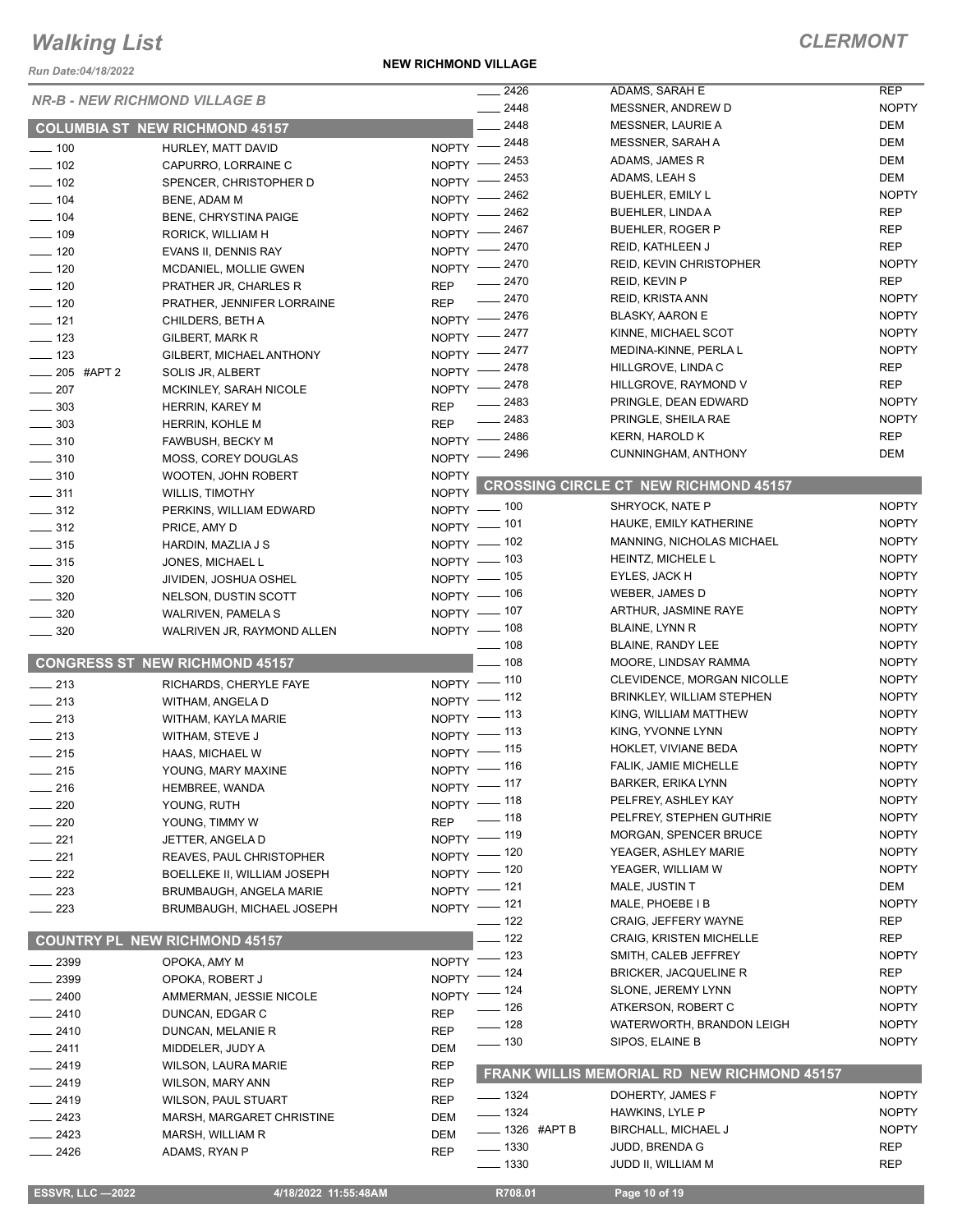# Walking List

**NEW RICHMOND VILLAGE**

*Run Date:04/18/2022*

## NR-B - NEW RICHMOND VILLAGE B

### COLUMBIA ST NEW RICHMOND 45157

| No. | Name | Party |
|---|---|---|
| 100 | HURLEY, MATT DAVID | NOPTY |
| 102 | CAPURRO, LORRAINE C | NOPTY |
| 102 | SPENCER, CHRISTOPHER D | NOPTY |
| 104 | BENE, ADAM M | NOPTY |
| 104 | BENE, CHRYSTINA PAIGE | NOPTY |
| 109 | RORICK, WILLIAM H | NOPTY |
| 120 | EVANS II, DENNIS RAY | NOPTY |
| 120 | MCDANIEL, MOLLIE GWEN | NOPTY |
| 120 | PRATHER JR, CHARLES R | REP |
| 120 | PRATHER, JENNIFER LORRAINE | REP |
| 121 | CHILDERS, BETH A | NOPTY |
| 123 | GILBERT, MARK R | NOPTY |
| 123 | GILBERT, MICHAEL ANTHONY | NOPTY |
| 205 #APT 2 | SOLIS JR, ALBERT | NOPTY |
| 207 | MCKINLEY, SARAH NICOLE | NOPTY |
| 303 | HERRIN, KAREY M | REP |
| 303 | HERRIN, KOHLE M | REP |
| 310 | FAWBUSH, BECKY M | NOPTY |
| 310 | MOSS, COREY DOUGLAS | NOPTY |
| 310 | WOOTEN, JOHN ROBERT | NOPTY |
| 311 | WILLIS, TIMOTHY | NOPTY |
| 312 | PERKINS, WILLIAM EDWARD | NOPTY |
| 312 | PRICE, AMY D | NOPTY |
| 315 | HARDIN, MAZLIA J S | NOPTY |
| 315 | JONES, MICHAEL L | NOPTY |
| 320 | JIVIDEN, JOSHUA OSHEL | NOPTY |
| 320 | NELSON, DUSTIN SCOTT | NOPTY |
| 320 | WALRIVEN, PAMELA S | NOPTY |
| 320 | WALRIVEN JR, RAYMOND ALLEN | NOPTY |

### CONGRESS ST NEW RICHMOND 45157

| No. | Name | Party |
|---|---|---|
| 213 | RICHARDS, CHERYLE FAYE | NOPTY |
| 213 | WITHAM, ANGELA D | NOPTY |
| 213 | WITHAM, KAYLA MARIE | NOPTY |
| 213 | WITHAM, STEVE J | NOPTY |
| 215 | HAAS, MICHAEL W | NOPTY |
| 215 | YOUNG, MARY MAXINE | NOPTY |
| 216 | HEMBREE, WANDA | NOPTY |
| 220 | YOUNG, RUTH | NOPTY |
| 220 | YOUNG, TIMMY W | REP |
| 221 | JETTER, ANGELA D | NOPTY |
| 221 | REAVES, PAUL CHRISTOPHER | NOPTY |
| 222 | BOELLEKE II, WILLIAM JOSEPH | NOPTY |
| 223 | BRUMBAUGH, ANGELA MARIE | NOPTY |
| 223 | BRUMBAUGH, MICHAEL JOSEPH | NOPTY |

### COUNTRY PL NEW RICHMOND 45157

| No. | Name | Party |
|---|---|---|
| 2399 | OPOKA, AMY M | NOPTY |
| 2399 | OPOKA, ROBERT J | NOPTY |
| 2400 | AMMERMAN, JESSIE NICOLE | NOPTY |
| 2410 | DUNCAN, EDGAR C | REP |
| 2410 | DUNCAN, MELANIE R | REP |
| 2411 | MIDDELER, JUDY A | DEM |
| 2419 | WILSON, LAURA MARIE | REP |
| 2419 | WILSON, MARY ANN | REP |
| 2419 | WILSON, PAUL STUART | REP |
| 2423 | MARSH, MARGARET CHRISTINE | DEM |
| 2423 | MARSH, WILLIAM R | DEM |
| 2426 | ADAMS, RYAN P | REP |
| 2426 | ADAMS, SARAH E | REP |
| 2448 | MESSNER, ANDREW D | NOPTY |
| 2448 | MESSNER, LAURIE A | DEM |
| 2448 | MESSNER, SARAH A | DEM |
| 2453 | ADAMS, JAMES R | DEM |
| 2453 | ADAMS, LEAH S | DEM |
| 2462 | BUEHLER, EMILY L | NOPTY |
| 2462 | BUEHLER, LINDA A | REP |
| 2467 | BUEHLER, ROGER P | REP |
| 2470 | REID, KATHLEEN J | REP |
| 2470 | REID, KEVIN CHRISTOPHER | NOPTY |
| 2470 | REID, KEVIN P | REP |
| 2470 | REID, KRISTA ANN | NOPTY |
| 2476 | BLASKY, AARON E | NOPTY |
| 2477 | KINNE, MICHAEL SCOT | NOPTY |
| 2477 | MEDINA-KINNE, PERLA L | NOPTY |
| 2478 | HILLGROVE, LINDA C | REP |
| 2478 | HILLGROVE, RAYMOND V | REP |
| 2483 | PRINGLE, DEAN EDWARD | NOPTY |
| 2483 | PRINGLE, SHEILA RAE | NOPTY |
| 2486 | KERN, HAROLD K | REP |
| 2496 | CUNNINGHAM, ANTHONY | DEM |

### CROSSING CIRCLE CT NEW RICHMOND 45157

| No. | Name | Party |
|---|---|---|
| 100 | SHRYOCK, NATE P | NOPTY |
| 101 | HAUKE, EMILY KATHERINE | NOPTY |
| 102 | MANNING, NICHOLAS MICHAEL | NOPTY |
| 103 | HEINTZ, MICHELE L | NOPTY |
| 105 | EYLES, JACK H | NOPTY |
| 106 | WEBER, JAMES D | NOPTY |
| 107 | ARTHUR, JASMINE RAYE | NOPTY |
| 108 | BLAINE, LYNN R | NOPTY |
| 108 | BLAINE, RANDY LEE | NOPTY |
| 108 | MOORE, LINDSAY RAMMA | NOPTY |
| 110 | CLEVIDENCE, MORGAN NICOLLE | NOPTY |
| 112 | BRINKLEY, WILLIAM STEPHEN | NOPTY |
| 113 | KING, WILLIAM MATTHEW | NOPTY |
| 113 | KING, YVONNE LYNN | NOPTY |
| 115 | HOKLET, VIVIANE BEDA | NOPTY |
| 116 | FALIK, JAMIE MICHELLE | NOPTY |
| 117 | BARKER, ERIKA LYNN | NOPTY |
| 118 | PELFREY, ASHLEY KAY | NOPTY |
| 118 | PELFREY, STEPHEN GUTHRIE | NOPTY |
| 119 | MORGAN, SPENCER BRUCE | NOPTY |
| 120 | YEAGER, ASHLEY MARIE | NOPTY |
| 120 | YEAGER, WILLIAM W | NOPTY |
| 121 | MALE, JUSTIN T | DEM |
| 121 | MALE, PHOEBE I B | NOPTY |
| 122 | CRAIG, JEFFERY WAYNE | REP |
| 122 | CRAIG, KRISTEN MICHELLE | REP |
| 123 | SMITH, CALEB JEFFREY | NOPTY |
| 124 | BRICKER, JACQUELINE R | REP |
| 124 | SLONE, JEREMY LYNN | NOPTY |
| 126 | ATKERSON, ROBERT C | NOPTY |
| 128 | WATERWORTH, BRANDON LEIGH | NOPTY |
| 130 | SIPOS, ELAINE B | NOPTY |

### FRANK WILLIS MEMORIAL RD NEW RICHMOND 45157

| No. | Name | Party |
|---|---|---|
| 1324 | DOHERTY, JAMES F | NOPTY |
| 1324 | HAWKINS, LYLE P | NOPTY |
| 1326 #APT B | BIRCHALL, MICHAEL J | NOPTY |
| 1330 | JUDD, BRENDA G | REP |
| 1330 | JUDD II, WILLIAM M | REP |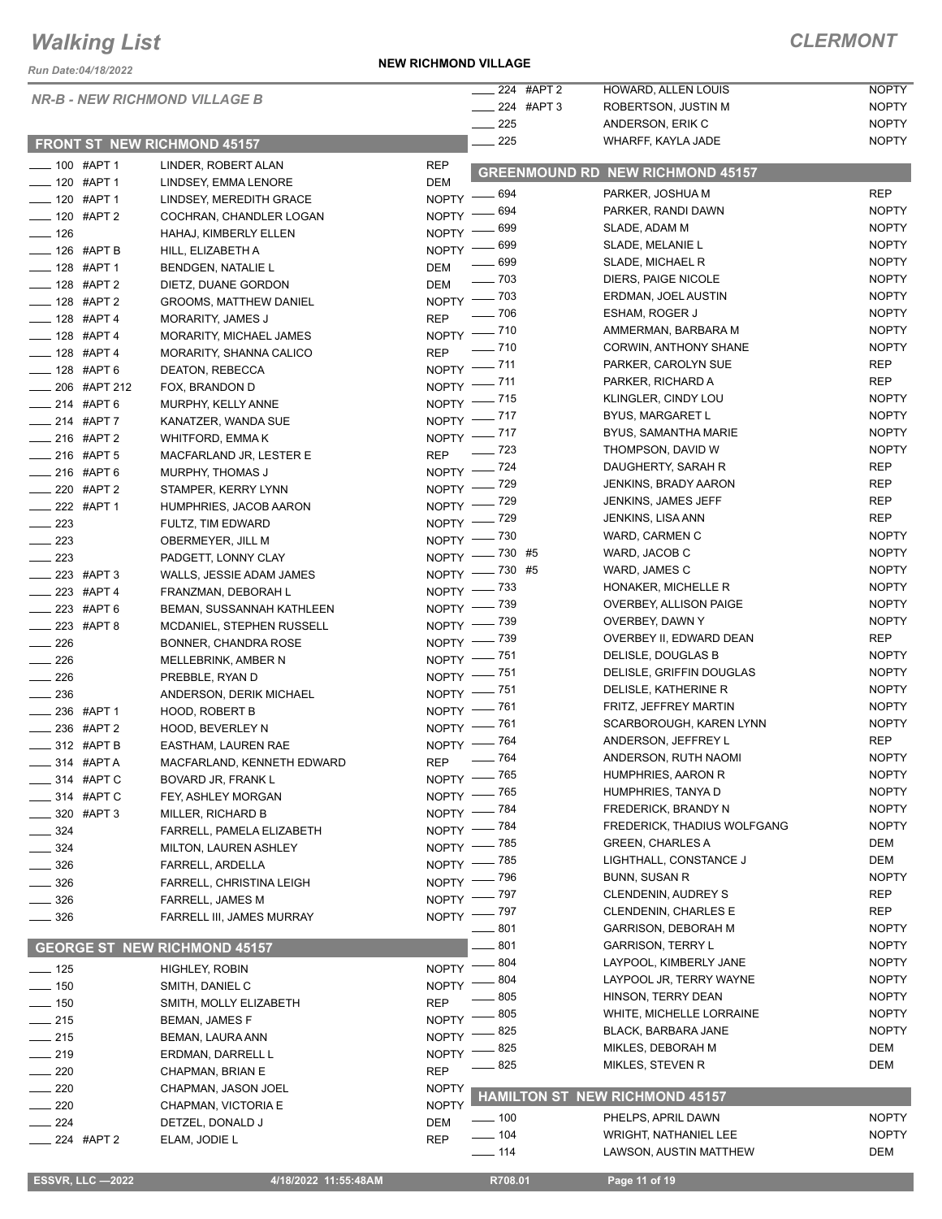# Walking List

**CLERMONT**

Run Date:04/18/2022

**NEW RICHMOND VILLAGE**

*NR-B - NEW RICHMOND VILLAGE B*

## FRONT ST NEW RICHMOND 45157

| No. | Name | Party |
|---|---|---|
| 100 #APT 1 | LINDER, ROBERT ALAN | REP |
| 120 #APT 1 | LINDSEY, EMMA LENORE | DEM |
| 120 #APT 1 | LINDSEY, MEREDITH GRACE | NOPTY |
| 120 #APT 2 | COCHRAN, CHANDLER LOGAN | NOPTY |
| 126 | HAHAJ, KIMBERLY ELLEN | NOPTY |
| 126 #APT B | HILL, ELIZABETH A | NOPTY |
| 128 #APT 1 | BENDGEN, NATALIE L | DEM |
| 128 #APT 2 | DIETZ, DUANE GORDON | DEM |
| 128 #APT 2 | GROOMS, MATTHEW DANIEL | NOPTY |
| 128 #APT 4 | MORARITY, JAMES J | REP |
| 128 #APT 4 | MORARITY, MICHAEL JAMES | NOPTY |
| 128 #APT 4 | MORARITY, SHANNA CALICO | REP |
| 128 #APT 6 | DEATON, REBECCA | NOPTY |
| 206 #APT 212 | FOX, BRANDON D | NOPTY |
| 214 #APT 6 | MURPHY, KELLY ANNE | NOPTY |
| 214 #APT 7 | KANATZER, WANDA SUE | NOPTY |
| 216 #APT 2 | WHITFORD, EMMA K | NOPTY |
| 216 #APT 5 | MACFARLAND JR, LESTER E | REP |
| 216 #APT 6 | MURPHY, THOMAS J | NOPTY |
| 220 #APT 2 | STAMPER, KERRY LYNN | NOPTY |
| 222 #APT 1 | HUMPHRIES, JACOB AARON | NOPTY |
| 223 | FULTZ, TIM EDWARD | NOPTY |
| 223 | OBERMEYER, JILL M | NOPTY |
| 223 | PADGETT, LONNY CLAY | NOPTY |
| 223 #APT 3 | WALLS, JESSIE ADAM JAMES | NOPTY |
| 223 #APT 4 | FRANZMAN, DEBORAH L | NOPTY |
| 223 #APT 6 | BEMAN, SUSSANNAH KATHLEEN | NOPTY |
| 223 #APT 8 | MCDANIEL, STEPHEN RUSSELL | NOPTY |
| 226 | BONNER, CHANDRA ROSE | NOPTY |
| 226 | MELLEBRINK, AMBER N | NOPTY |
| 226 | PREBBLE, RYAN D | NOPTY |
| 236 | ANDERSON, DERIK MICHAEL | NOPTY |
| 236 #APT 1 | HOOD, ROBERT B | NOPTY |
| 236 #APT 2 | HOOD, BEVERLEY N | NOPTY |
| 312 #APT B | EASTHAM, LAUREN RAE | NOPTY |
| 314 #APT A | MACFARLAND, KENNETH EDWARD | REP |
| 314 #APT C | BOVARD JR, FRANK L | NOPTY |
| 314 #APT C | FEY, ASHLEY MORGAN | NOPTY |
| 320 #APT 3 | MILLER, RICHARD B | NOPTY |
| 324 | FARRELL, PAMELA ELIZABETH | NOPTY |
| 324 | MILTON, LAUREN ASHLEY | NOPTY |
| 326 | FARRELL, ARDELLA | NOPTY |
| 326 | FARRELL, CHRISTINA LEIGH | NOPTY |
| 326 | FARRELL, JAMES M | NOPTY |
| 326 | FARRELL III, JAMES MURRAY | NOPTY |

## GEORGE ST NEW RICHMOND 45157

| No. | Name | Party |
|---|---|---|
| 125 | HIGHLEY, ROBIN | NOPTY |
| 150 | SMITH, DANIEL C | NOPTY |
| 150 | SMITH, MOLLY ELIZABETH | REP |
| 215 | BEMAN, JAMES F | NOPTY |
| 215 | BEMAN, LAURA ANN | NOPTY |
| 219 | ERDMAN, DARRELL L | NOPTY |
| 220 | CHAPMAN, BRIAN E | REP |
| 220 | CHAPMAN, JASON JOEL | NOPTY |
| 220 | CHAPMAN, VICTORIA E | NOPTY |
| 224 | DETZEL, DONALD J | DEM |
| 224 #APT 2 | ELAM, JODIE L | REP |
| 224 #APT 2 | HOWARD, ALLEN LOUIS | NOPTY |
| 224 #APT 3 | ROBERTSON, JUSTIN M | NOPTY |
| 225 | ANDERSON, ERIK C | NOPTY |
| 225 | WHARFF, KAYLA JADE | NOPTY |

## GREENMOUND RD NEW RICHMOND 45157

| No. | Name | Party |
|---|---|---|
| 694 | PARKER, JOSHUA M | REP |
| 694 | PARKER, RANDI DAWN | NOPTY |
| 699 | SLADE, ADAM M | NOPTY |
| 699 | SLADE, MELANIE L | NOPTY |
| 699 | SLADE, MICHAEL R | NOPTY |
| 703 | DIERS, PAIGE NICOLE | NOPTY |
| 703 | ERDMAN, JOEL AUSTIN | NOPTY |
| 706 | ESHAM, ROGER J | NOPTY |
| 710 | AMMERMAN, BARBARA M | NOPTY |
| 710 | CORWIN, ANTHONY SHANE | NOPTY |
| 711 | PARKER, CAROLYN SUE | REP |
| 711 | PARKER, RICHARD A | REP |
| 715 | KLINGLER, CINDY LOU | NOPTY |
| 717 | BYUS, MARGARET L | NOPTY |
| 717 | BYUS, SAMANTHA MARIE | NOPTY |
| 723 | THOMPSON, DAVID W | NOPTY |
| 724 | DAUGHERTY, SARAH R | REP |
| 729 | JENKINS, BRADY AARON | REP |
| 729 | JENKINS, JAMES JEFF | REP |
| 729 | JENKINS, LISA ANN | REP |
| 730 | WARD, CARMEN C | NOPTY |
| 730 #5 | WARD, JACOB C | NOPTY |
| 730 #5 | WARD, JAMES C | NOPTY |
| 733 | HONAKER, MICHELLE R | NOPTY |
| 739 | OVERBEY, ALLISON PAIGE | NOPTY |
| 739 | OVERBEY, DAWN Y | NOPTY |
| 739 | OVERBEY II, EDWARD DEAN | REP |
| 751 | DELISLE, DOUGLAS B | NOPTY |
| 751 | DELISLE, GRIFFIN DOUGLAS | NOPTY |
| 751 | DELISLE, KATHERINE R | NOPTY |
| 761 | FRITZ, JEFFREY MARTIN | NOPTY |
| 761 | SCARBOROUGH, KAREN LYNN | NOPTY |
| 764 | ANDERSON, JEFFREY L | REP |
| 764 | ANDERSON, RUTH NAOMI | NOPTY |
| 765 | HUMPHRIES, AARON R | NOPTY |
| 765 | HUMPHRIES, TANYA D | NOPTY |
| 784 | FREDERICK, BRANDY N | NOPTY |
| 784 | FREDERICK, THADIUS WOLFGANG | NOPTY |
| 785 | GREEN, CHARLES A | DEM |
| 785 | LIGHTHALL, CONSTANCE J | DEM |
| 796 | BUNN, SUSAN R | NOPTY |
| 797 | CLENDENIN, AUDREY S | REP |
| 797 | CLENDENIN, CHARLES E | REP |
| 801 | GARRISON, DEBORAH M | NOPTY |
| 801 | GARRISON, TERRY L | NOPTY |
| 804 | LAYPOOL, KIMBERLY JANE | NOPTY |
| 804 | LAYPOOL JR, TERRY WAYNE | NOPTY |
| 805 | HINSON, TERRY DEAN | NOPTY |
| 805 | WHITE, MICHELLE LORRAINE | NOPTY |
| 825 | BLACK, BARBARA JANE | NOPTY |
| 825 | MIKLES, DEBORAH M | DEM |
| 825 | MIKLES, STEVEN R | DEM |

## HAMILTON ST NEW RICHMOND 45157

| No. | Name | Party |
|---|---|---|
| 100 | PHELPS, APRIL DAWN | NOPTY |
| 104 | WRIGHT, NATHANIEL LEE | NOPTY |
| 114 | LAWSON, AUSTIN MATTHEW | DEM |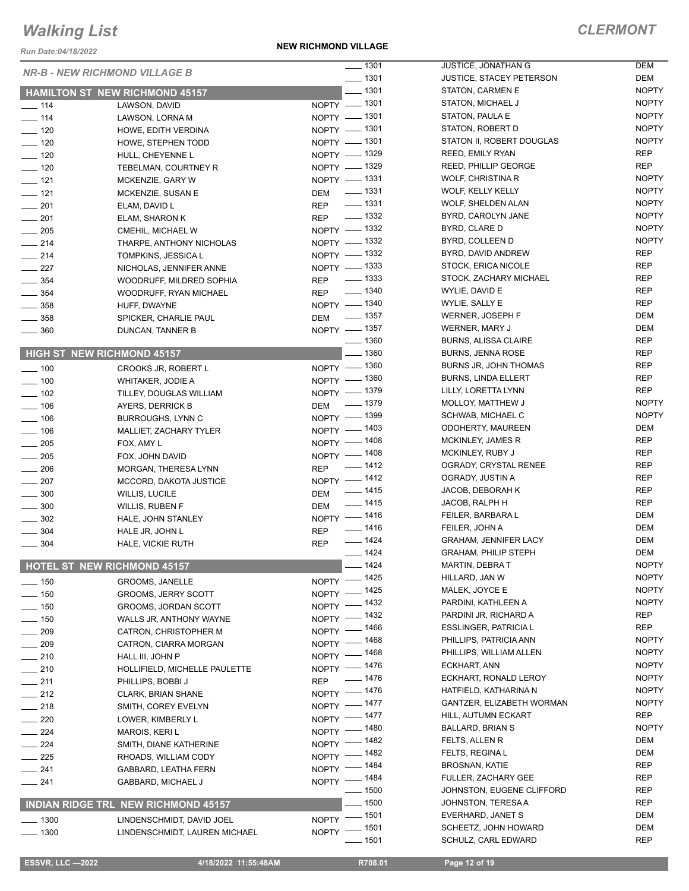# Walking List

**CLERMONT**

Run Date:04/18/2022

**NEW RICHMOND VILLAGE**

*NR-B - NEW RICHMOND VILLAGE B*

### HAMILTON ST NEW RICHMOND 45157

| No. | Name | Party |
|---|---|---|
| 114 | LAWSON, DAVID | NOPTY |
| 114 | LAWSON, LORNA M | NOPTY |
| 120 | HOWE, EDITH VERDINA | NOPTY |
| 120 | HOWE, STEPHEN TODD | NOPTY |
| 120 | HULL, CHEYENNE L | NOPTY |
| 120 | TEBELMAN, COURTNEY R | NOPTY |
| 121 | MCKENZIE, GARY W | NOPTY |
| 121 | MCKENZIE, SUSAN E | DEM |
| 201 | ELAM, DAVID L | REP |
| 201 | ELAM, SHARON K | REP |
| 205 | CMEHIL, MICHAEL W | NOPTY |
| 214 | THARPE, ANTHONY NICHOLAS | NOPTY |
| 214 | TOMPKINS, JESSICA L | NOPTY |
| 227 | NICHOLAS, JENNIFER ANNE | NOPTY |
| 354 | WOODRUFF, MILDRED SOPHIA | REP |
| 354 | WOODRUFF, RYAN MICHAEL | REP |
| 358 | HUFF, DWAYNE | NOPTY |
| 358 | SPICKER, CHARLIE PAUL | DEM |
| 360 | DUNCAN, TANNER B | NOPTY |

### HIGH ST NEW RICHMOND 45157

| No. | Name | Party |
|---|---|---|
| 100 | CROOKS JR, ROBERT L | NOPTY |
| 100 | WHITAKER, JODIE A | NOPTY |
| 102 | TILLEY, DOUGLAS WILLIAM | NOPTY |
| 106 | AYERS, DERRICK B | DEM |
| 106 | BURROUGHS, LYNN C | NOPTY |
| 106 | MALLIET, ZACHARY TYLER | NOPTY |
| 205 | FOX, AMY L | NOPTY |
| 205 | FOX, JOHN DAVID | NOPTY |
| 206 | MORGAN, THERESA LYNN | REP |
| 207 | MCCORD, DAKOTA JUSTICE | NOPTY |
| 300 | WILLIS, LUCILE | DEM |
| 300 | WILLIS, RUBEN F | DEM |
| 302 | HALE, JOHN STANLEY | NOPTY |
| 304 | HALE JR, JOHN L | REP |
| 304 | HALE, VICKIE RUTH | REP |

### HOTEL ST NEW RICHMOND 45157

| No. | Name | Party |
|---|---|---|
| 150 | GROOMS, JANELLE | NOPTY |
| 150 | GROOMS, JERRY SCOTT | NOPTY |
| 150 | GROOMS, JORDAN SCOTT | NOPTY |
| 150 | WALLS JR, ANTHONY WAYNE | NOPTY |
| 209 | CATRON, CHRISTOPHER M | NOPTY |
| 209 | CATRON, CIARRA MORGAN | NOPTY |
| 210 | HALL III, JOHN P | NOPTY |
| 210 | HOLLIFIELD, MICHELLE PAULETTE | NOPTY |
| 211 | PHILLIPS, BOBBI J | REP |
| 212 | CLARK, BRIAN SHANE | NOPTY |
| 218 | SMITH, COREY EVELYN | NOPTY |
| 220 | LOWER, KIMBERLY L | NOPTY |
| 224 | MAROIS, KERI L | NOPTY |
| 224 | SMITH, DIANE KATHERINE | NOPTY |
| 225 | RHOADS, WILLIAM CODY | NOPTY |
| 241 | GABBARD, LEATHA FERN | NOPTY |
| 241 | GABBARD, MICHAEL J | NOPTY |

### INDIAN RIDGE TRL NEW RICHMOND 45157

| No. | Name | Party |
|---|---|---|
| 1300 | LINDENSCHMIDT, DAVID JOEL | NOPTY |
| 1300 | LINDENSCHMIDT, LAUREN MICHAEL | NOPTY |
| 1301 | JUSTICE, JONATHAN G | DEM |
| 1301 | JUSTICE, STACEY PETERSON | DEM |
| 1301 | STATON, CARMEN E | NOPTY |
| 1301 | STATON, MICHAEL J | NOPTY |
| 1301 | STATON, PAULA E | NOPTY |
| 1301 | STATON, ROBERT D | NOPTY |
| 1301 | STATON II, ROBERT DOUGLAS | NOPTY |
| 1329 | REED, EMILY RYAN | REP |
| 1329 | REED, PHILLIP GEORGE | REP |
| 1331 | WOLF, CHRISTINA R | NOPTY |
| 1331 | WOLF, KELLY KELLY | NOPTY |
| 1331 | WOLF, SHELDEN ALAN | NOPTY |
| 1332 | BYRD, CAROLYN JANE | NOPTY |
| 1332 | BYRD, CLARE D | NOPTY |
| 1332 | BYRD, COLLEEN D | NOPTY |
| 1332 | BYRD, DAVID ANDREW | REP |
| 1333 | STOCK, ERICA NICOLE | REP |
| 1333 | STOCK, ZACHARY MICHAEL | REP |
| 1340 | WYLIE, DAVID E | REP |
| 1340 | WYLIE, SALLY E | REP |
| 1357 | WERNER, JOSEPH F | DEM |
| 1357 | WERNER, MARY J | DEM |
| 1360 | BURNS, ALISSA CLAIRE | REP |
| 1360 | BURNS, JENNA ROSE | REP |
| 1360 | BURNS JR, JOHN THOMAS | REP |
| 1360 | BURNS, LINDA ELLERT | REP |
| 1379 | LILLY, LORETTA LYNN | REP |
| 1379 | MOLLOY, MATTHEW J | NOPTY |
| 1399 | SCHWAB, MICHAEL C | NOPTY |
| 1403 | ODOHERTY, MAUREEN | DEM |
| 1408 | MCKINLEY, JAMES R | REP |
| 1408 | MCKINLEY, RUBY J | REP |
| 1412 | OGRADY, CRYSTAL RENEE | REP |
| 1412 | OGRADY, JUSTIN A | REP |
| 1415 | JACOB, DEBORAH K | REP |
| 1415 | JACOB, RALPH H | REP |
| 1416 | FEILER, BARBARA L | DEM |
| 1416 | FEILER, JOHN A | DEM |
| 1424 | GRAHAM, JENNIFER LACY | DEM |
| 1424 | GRAHAM, PHILIP STEPH | DEM |
| 1424 | MARTIN, DEBRA T | NOPTY |
| 1425 | HILLARD, JAN W | NOPTY |
| 1425 | MALEK, JOYCE E | NOPTY |
| 1432 | PARDINI, KATHLEEN A | NOPTY |
| 1432 | PARDINI JR, RICHARD A | REP |
| 1466 | ESSLINGER, PATRICIA L | REP |
| 1468 | PHILLIPS, PATRICIA ANN | NOPTY |
| 1468 | PHILLIPS, WILLIAM ALLEN | NOPTY |
| 1476 | ECKHART, ANN | NOPTY |
| 1476 | ECKHART, RONALD LEROY | NOPTY |
| 1476 | HATFIELD, KATHARINA N | NOPTY |
| 1477 | GANTZER, ELIZABETH WORMAN | NOPTY |
| 1477 | HILL, AUTUMN ECKART | REP |
| 1480 | BALLARD, BRIAN S | NOPTY |
| 1482 | FELTS, ALLEN R | DEM |
| 1482 | FELTS, REGINA L | DEM |
| 1484 | BROSNAN, KATIE | REP |
| 1484 | FULLER, ZACHARY GEE | REP |
| 1500 | JOHNSTON, EUGENE CLIFFORD | REP |
| 1500 | JOHNSTON, TERESA A | REP |
| 1501 | EVERHARD, JANET S | DEM |
| 1501 | SCHEETZ, JOHN HOWARD | DEM |
| 1501 | SCHULZ, CARL EDWARD | REP |

ESSVR, LLC —2022 | 4/18/2022 11:55:48AM | R708.01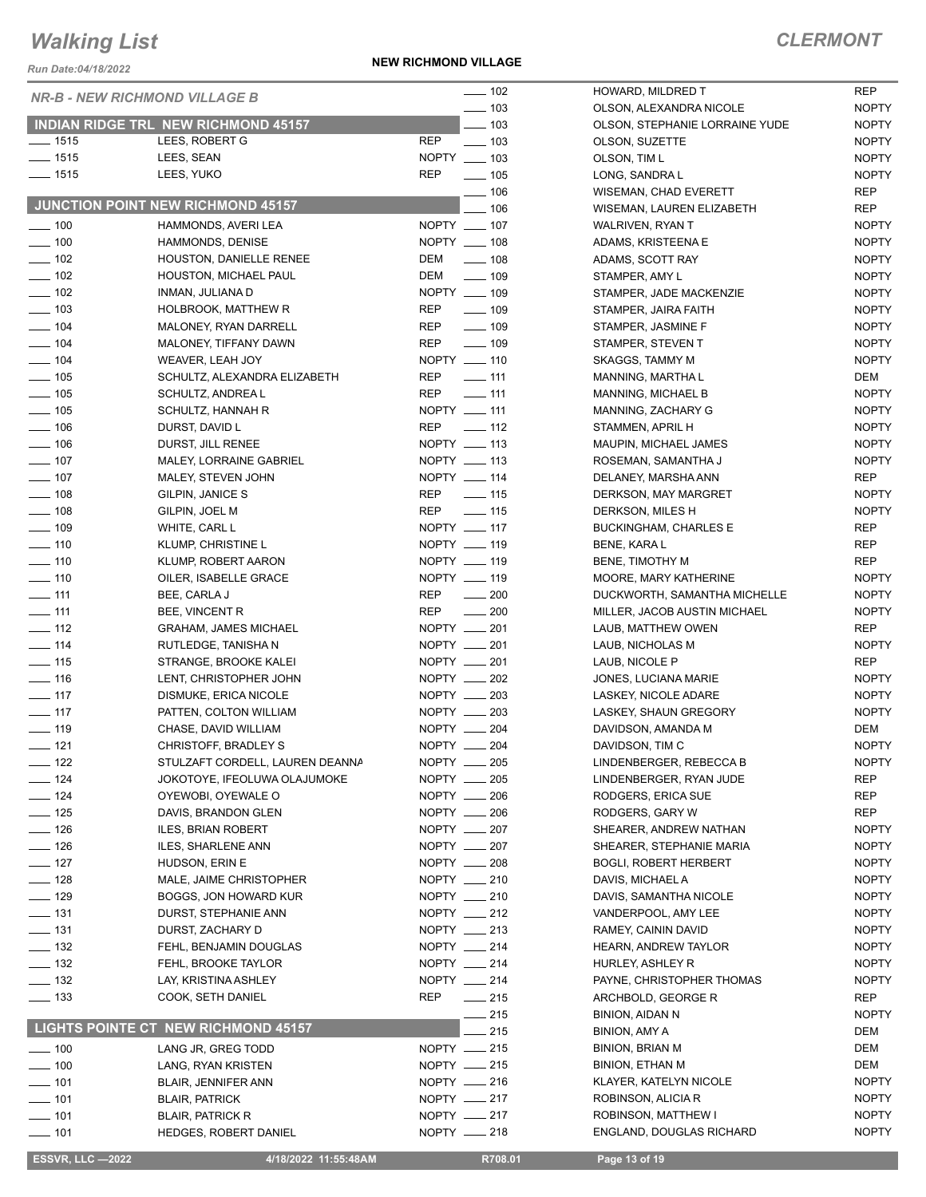# Walking List

## CLERMONT

Run Date:04/18/2022

**NEW RICHMOND VILLAGE**

### NR-B - NEW RICHMOND VILLAGE B

#### INDIAN RIDGE TRL NEW RICHMOND 45157

| No. | Name | Party |
|---|---|---|
| ___ 1515 | LEES, ROBERT G | REP |
| ___ 1515 | LEES, SEAN | NOPTY |
| ___ 1515 | LEES, YUKO | REP |

#### JUNCTION POINT NEW RICHMOND 45157

| No. | Name | Party |
|---|---|---|
| ___ 100 | HAMMONDS, AVERI LEA | NOPTY |
| ___ 100 | HAMMONDS, DENISE | NOPTY |
| ___ 102 | HOUSTON, DANIELLE RENEE | DEM |
| ___ 102 | HOUSTON, MICHAEL PAUL | DEM |
| ___ 102 | INMAN, JULIANA D | NOPTY |
| ___ 103 | HOLBROOK, MATTHEW R | REP |
| ___ 104 | MALONEY, RYAN DARRELL | REP |
| ___ 104 | MALONEY, TIFFANY DAWN | REP |
| ___ 104 | WEAVER, LEAH JOY | NOPTY |
| ___ 105 | SCHULTZ, ALEXANDRA ELIZABETH | REP |
| ___ 105 | SCHULTZ, ANDREA L | REP |
| ___ 105 | SCHULTZ, HANNAH R | NOPTY |
| ___ 106 | DURST, DAVID L | REP |
| ___ 106 | DURST, JILL RENEE | NOPTY |
| ___ 107 | MALEY, LORRAINE GABRIEL | NOPTY |
| ___ 107 | MALEY, STEVEN JOHN | NOPTY |
| ___ 108 | GILPIN, JANICE S | REP |
| ___ 108 | GILPIN, JOEL M | REP |
| ___ 109 | WHITE, CARL L | NOPTY |
| ___ 110 | KLUMP, CHRISTINE L | NOPTY |
| ___ 110 | KLUMP, ROBERT AARON | NOPTY |
| ___ 110 | OILER, ISABELLE GRACE | NOPTY |
| ___ 111 | BEE, CARLA J | REP |
| ___ 111 | BEE, VINCENT R | REP |
| ___ 112 | GRAHAM, JAMES MICHAEL | NOPTY |
| ___ 114 | RUTLEDGE, TANISHA N | NOPTY |
| ___ 115 | STRANGE, BROOKE KALEI | NOPTY |
| ___ 116 | LENT, CHRISTOPHER JOHN | NOPTY |
| ___ 117 | DISMUKE, ERICA NICOLE | NOPTY |
| ___ 117 | PATTEN, COLTON WILLIAM | NOPTY |
| ___ 119 | CHASE, DAVID WILLIAM | NOPTY |
| ___ 121 | CHRISTOFF, BRADLEY S | NOPTY |
| ___ 122 | STULZAFT CORDELL, LAUREN DEANNA | NOPTY |
| ___ 124 | JOKOTOYE, IFEOLUWA OLAJUMOKE | NOPTY |
| ___ 124 | OYEWOBI, OYEWALE O | NOPTY |
| ___ 125 | DAVIS, BRANDON GLEN | NOPTY |
| ___ 126 | ILES, BRIAN ROBERT | NOPTY |
| ___ 126 | ILES, SHARLENE ANN | NOPTY |
| ___ 127 | HUDSON, ERIN E | NOPTY |
| ___ 128 | MALE, JAIME CHRISTOPHER | NOPTY |
| ___ 129 | BOGGS, JON HOWARD KUR | NOPTY |
| ___ 131 | DURST, STEPHANIE ANN | NOPTY |
| ___ 131 | DURST, ZACHARY D | NOPTY |
| ___ 132 | FEHL, BENJAMIN DOUGLAS | NOPTY |
| ___ 132 | FEHL, BROOKE TAYLOR | NOPTY |
| ___ 132 | LAY, KRISTINA ASHLEY | NOPTY |
| ___ 133 | COOK, SETH DANIEL | REP |

#### LIGHTS POINTE CT NEW RICHMOND 45157

| No. | Name | Party |
|---|---|---|
| ___ 100 | LANG JR, GREG TODD | NOPTY |
| ___ 100 | LANG, RYAN KRISTEN | NOPTY |
| ___ 101 | BLAIR, JENNIFER ANN | NOPTY |
| ___ 101 | BLAIR, PATRICK | NOPTY |
| ___ 101 | BLAIR, PATRICK R | NOPTY |
| ___ 101 | HEDGES, ROBERT DANIEL | NOPTY |
| ___ 102 | HOWARD, MILDRED T | REP |
| ___ 103 | OLSON, ALEXANDRA NICOLE | NOPTY |
| ___ 103 | OLSON, STEPHANIE LORRAINE YUDE | NOPTY |
| ___ 103 | OLSON, SUZETTE | NOPTY |
| ___ 103 | OLSON, TIM L | NOPTY |
| ___ 105 | LONG, SANDRA L | NOPTY |
| ___ 106 | WISEMAN, CHAD EVERETT | REP |
| ___ 106 | WISEMAN, LAUREN ELIZABETH | REP |
| ___ 107 | WALRIVEN, RYAN T | NOPTY |
| ___ 108 | ADAMS, KRISTEENA E | NOPTY |
| ___ 108 | ADAMS, SCOTT RAY | NOPTY |
| ___ 109 | STAMPER, AMY L | NOPTY |
| ___ 109 | STAMPER, JADE MACKENZIE | NOPTY |
| ___ 109 | STAMPER, JAIRA FAITH | NOPTY |
| ___ 109 | STAMPER, JASMINE F | NOPTY |
| ___ 109 | STAMPER, STEVEN T | NOPTY |
| ___ 110 | SKAGGS, TAMMY M | NOPTY |
| ___ 111 | MANNING, MARTHA L | DEM |
| ___ 111 | MANNING, MICHAEL B | NOPTY |
| ___ 111 | MANNING, ZACHARY G | NOPTY |
| ___ 112 | STAMMEN, APRIL H | NOPTY |
| ___ 113 | MAUPIN, MICHAEL JAMES | NOPTY |
| ___ 113 | ROSEMAN, SAMANTHA J | NOPTY |
| ___ 114 | DELANEY, MARSHA ANN | REP |
| ___ 115 | DERKSON, MAY MARGRET | NOPTY |
| ___ 115 | DERKSON, MILES H | NOPTY |
| ___ 117 | BUCKINGHAM, CHARLES E | REP |
| ___ 119 | BENE, KARA L | REP |
| ___ 119 | BENE, TIMOTHY M | REP |
| ___ 119 | MOORE, MARY KATHERINE | NOPTY |
| ___ 200 | DUCKWORTH, SAMANTHA MICHELLE | NOPTY |
| ___ 200 | MILLER, JACOB AUSTIN MICHAEL | NOPTY |
| ___ 201 | LAUB, MATTHEW OWEN | REP |
| ___ 201 | LAUB, NICHOLAS M | NOPTY |
| ___ 201 | LAUB, NICOLE P | REP |
| ___ 202 | JONES, LUCIANA MARIE | NOPTY |
| ___ 203 | LASKEY, NICOLE ADARE | NOPTY |
| ___ 203 | LASKEY, SHAUN GREGORY | NOPTY |
| ___ 204 | DAVIDSON, AMANDA M | DEM |
| ___ 204 | DAVIDSON, TIM C | NOPTY |
| ___ 205 | LINDENBERGER, REBECCA B | NOPTY |
| ___ 205 | LINDENBERGER, RYAN JUDE | REP |
| ___ 206 | RODGERS, ERICA SUE | REP |
| ___ 206 | RODGERS, GARY W | REP |
| ___ 207 | SHEARER, ANDREW NATHAN | NOPTY |
| ___ 207 | SHEARER, STEPHANIE MARIA | NOPTY |
| ___ 208 | BOGLI, ROBERT HERBERT | NOPTY |
| ___ 210 | DAVIS, MICHAEL A | NOPTY |
| ___ 210 | DAVIS, SAMANTHA NICOLE | NOPTY |
| ___ 212 | VANDERPOOL, AMY LEE | NOPTY |
| ___ 213 | RAMEY, CAININ DAVID | NOPTY |
| ___ 214 | HEARN, ANDREW TAYLOR | NOPTY |
| ___ 214 | HURLEY, ASHLEY R | NOPTY |
| ___ 214 | PAYNE, CHRISTOPHER THOMAS | NOPTY |
| ___ 215 | ARCHBOLD, GEORGE R | REP |
| ___ 215 | BINION, AIDAN N | NOPTY |
| ___ 215 | BINION, AMY A | DEM |
| ___ 215 | BINION, BRIAN M | DEM |
| ___ 215 | BINION, ETHAN M | DEM |
| ___ 216 | KLAYER, KATELYN NICOLE | NOPTY |
| ___ 217 | ROBINSON, ALICIA R | NOPTY |
| ___ 217 | ROBINSON, MATTHEW I | NOPTY |
| ___ 218 | ENGLAND, DOUGLAS RICHARD | NOPTY |

ESSVR, LLC —2022 | 4/18/2022 11:55:48AM | R708.01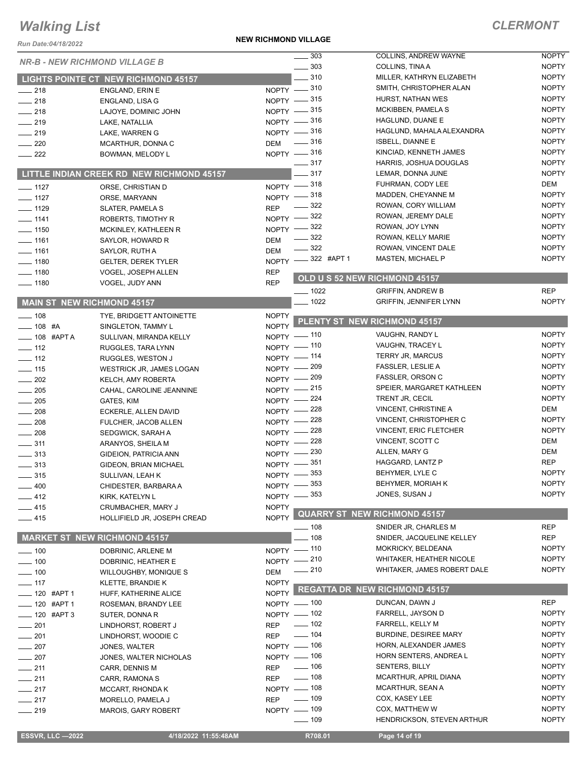# Walking List

## CLERMONT

**NEW RICHMOND VILLAGE**

Run Date:04/18/2022

### NR-B - NEW RICHMOND VILLAGE B

#### LIGHTS POINTE CT NEW RICHMOND 45157

| No. | Name | Party |
|---|---|---|
| 218 | ENGLAND, ERIN E | NOPTY |
| 218 | ENGLAND, LISA G | NOPTY |
| 218 | LAJOYE, DOMINIC JOHN | NOPTY |
| 219 | LAKE, NATALLIA | NOPTY |
| 219 | LAKE, WARREN G | NOPTY |
| 220 | MCARTHUR, DONNA C | DEM |
| 222 | BOWMAN, MELODY L | NOPTY |

#### LITTLE INDIAN CREEK RD NEW RICHMOND 45157

| No. | Name | Party |
|---|---|---|
| 1127 | ORSE, CHRISTIAN D | NOPTY |
| 1127 | ORSE, MARYANN | NOPTY |
| 1129 | SLATER, PAMELA S | REP |
| 1141 | ROBERTS, TIMOTHY R | NOPTY |
| 1150 | MCKINLEY, KATHLEEN R | NOPTY |
| 1161 | SAYLOR, HOWARD R | DEM |
| 1161 | SAYLOR, RUTH A | DEM |
| 1180 | GELTER, DEREK TYLER | NOPTY |
| 1180 | VOGEL, JOSEPH ALLEN | REP |
| 1180 | VOGEL, JUDY ANN | REP |

#### MAIN ST NEW RICHMOND 45157

| No. | Name | Party |
|---|---|---|
| 108 | TYE, BRIDGETT ANTOINETTE | NOPTY |
| 108 #A | SINGLETON, TAMMY L | NOPTY |
| 108 #APT A | SULLIVAN, MIRANDA KELLY | NOPTY |
| 112 | RUGGLES, TARA LYNN | NOPTY |
| 112 | RUGGLES, WESTON J | NOPTY |
| 115 | WESTRICK JR, JAMES LOGAN | NOPTY |
| 202 | KELCH, AMY ROBERTA | NOPTY |
| 205 | CAHAL, CAROLINE JEANNINE | NOPTY |
| 205 | GATES, KIM | NOPTY |
| 208 | ECKERLE, ALLEN DAVID | NOPTY |
| 208 | FULCHER, JACOB ALLEN | NOPTY |
| 208 | SEDGWICK, SARAH A | NOPTY |
| 311 | ARANYOS, SHEILA M | NOPTY |
| 313 | GIDEION, PATRICIA ANN | NOPTY |
| 313 | GIDEON, BRIAN MICHAEL | NOPTY |
| 315 | SULLIVAN, LEAH K | NOPTY |
| 400 | CHIDESTER, BARBARA A | NOPTY |
| 412 | KIRK, KATELYN L | NOPTY |
| 415 | CRUMBACHER, MARY J | NOPTY |
| 415 | HOLLIFIELD JR, JOSEPH CREAD | NOPTY |

#### MARKET ST NEW RICHMOND 45157

| No. | Name | Party |
|---|---|---|
| 100 | DOBRINIC, ARLENE M | NOPTY |
| 100 | DOBRINIC, HEATHER E | NOPTY |
| 100 | WILLOUGHBY, MONIQUE S | DEM |
| 117 | KLETTE, BRANDIE K | NOPTY |
| 120 #APT 1 | HUFF, KATHERINE ALICE | NOPTY |
| 120 #APT 1 | ROSEMAN, BRANDY LEE | NOPTY |
| 120 #APT 3 | SUTER, DONNA R | NOPTY |
| 201 | LINDHORST, ROBERT J | REP |
| 201 | LINDHORST, WOODIE C | REP |
| 207 | JONES, WALTER | NOPTY |
| 207 | JONES, WALTER NICHOLAS | NOPTY |
| 211 | CARR, DENNIS M | REP |
| 211 | CARR, RAMONA S | REP |
| 217 | MCCART, RHONDA K | NOPTY |
| 217 | MORELLO, PAMELA J | REP |
| 219 | MAROIS, GARY ROBERT | NOPTY |
| 303 | COLLINS, ANDREW WAYNE | NOPTY |
| 303 | COLLINS, TINA A | NOPTY |
| 310 | MILLER, KATHRYN ELIZABETH | NOPTY |
| 310 | SMITH, CHRISTOPHER ALAN | NOPTY |
| 315 | HURST, NATHAN WES | NOPTY |
| 315 | MCKIBBEN, PAMELA S | NOPTY |
| 316 | HAGLUND, DUANE E | NOPTY |
| 316 | HAGLUND, MAHALA ALEXANDRA | NOPTY |
| 316 | ISBELL, DIANNE E | NOPTY |
| 316 | KINCIAD, KENNETH JAMES | NOPTY |
| 317 | HARRIS, JOSHUA DOUGLAS | NOPTY |
| 317 | LEMAR, DONNA JUNE | NOPTY |
| 318 | FUHRMAN, CODY LEE | DEM |
| 318 | MADDEN, CHEYANNE M | NOPTY |
| 322 | ROWAN, CORY WILLIAM | NOPTY |
| 322 | ROWAN, JEREMY DALE | NOPTY |
| 322 | ROWAN, JOY LYNN | NOPTY |
| 322 | ROWAN, KELLY MARIE | NOPTY |
| 322 | ROWAN, VINCENT DALE | NOPTY |
| 322 #APT 1 | MASTEN, MICHAEL P | NOPTY |

#### OLD U S 52 NEW RICHMOND 45157

| No. | Name | Party |
|---|---|---|
| 1022 | GRIFFIN, ANDREW B | REP |
| 1022 | GRIFFIN, JENNIFER LYNN | NOPTY |

#### PLENTY ST NEW RICHMOND 45157

| No. | Name | Party |
|---|---|---|
| 110 | VAUGHN, RANDY L | NOPTY |
| 110 | VAUGHN, TRACEY L | NOPTY |
| 114 | TERRY JR, MARCUS | NOPTY |
| 209 | FASSLER, LESLIE A | NOPTY |
| 209 | FASSLER, ORSON C | NOPTY |
| 215 | SPEIER, MARGARET KATHLEEN | NOPTY |
| 224 | TRENT JR, CECIL | NOPTY |
| 228 | VINCENT, CHRISTINE A | DEM |
| 228 | VINCENT, CHRISTOPHER C | NOPTY |
| 228 | VINCENT, ERIC FLETCHER | NOPTY |
| 228 | VINCENT, SCOTT C | DEM |
| 230 | ALLEN, MARY G | DEM |
| 351 | HAGGARD, LANTZ P | REP |
| 353 | BEHYMER, LYLE C | NOPTY |
| 353 | BEHYMER, MORIAH K | NOPTY |
| 353 | JONES, SUSAN J | NOPTY |

#### QUARRY ST NEW RICHMOND 45157

| No. | Name | Party |
|---|---|---|
| 108 | SNIDER JR, CHARLES M | REP |
| 108 | SNIDER, JACQUELINE KELLEY | REP |
| 110 | MOKRICKY, BELDEANA | NOPTY |
| 210 | WHITAKER, HEATHER NICOLE | NOPTY |
| 210 | WHITAKER, JAMES ROBERT DALE | NOPTY |

#### REGATTA DR NEW RICHMOND 45157

| No. | Name | Party |
|---|---|---|
| 100 | DUNCAN, DAWN J | REP |
| 102 | FARRELL, JAYSON D | NOPTY |
| 102 | FARRELL, KELLY M | NOPTY |
| 104 | BURDINE, DESIREE MARY | NOPTY |
| 106 | HORN, ALEXANDER JAMES | NOPTY |
| 106 | HORN SENTERS, ANDREA L | NOPTY |
| 106 | SENTERS, BILLY | NOPTY |
| 108 | MCARTHUR, APRIL DIANA | NOPTY |
| 108 | MCARTHUR, SEAN A | NOPTY |
| 109 | COX, KASEY LEE | NOPTY |
| 109 | COX, MATTHEW W | NOPTY |
| 109 | HENDRICKSON, STEVEN ARTHUR | NOPTY |

ESSVR, LLC —2022 | 4/18/2022 11:55:48AM | R708.01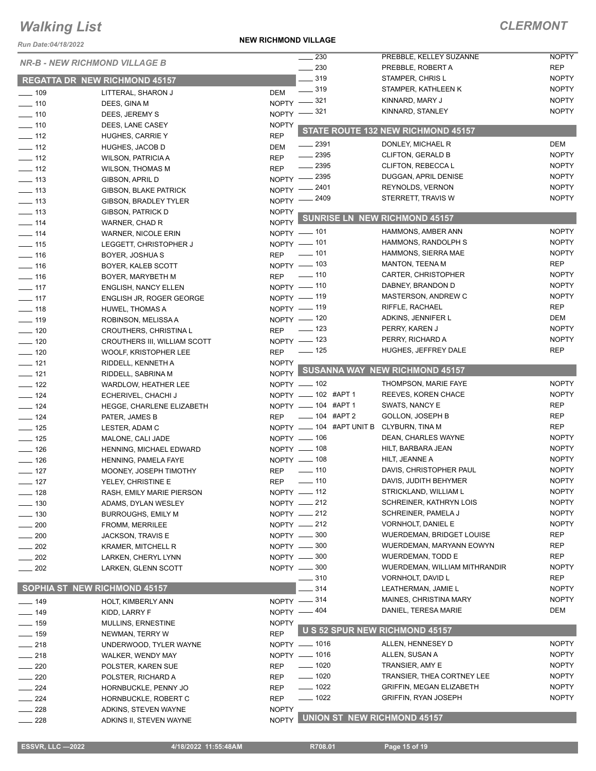# Walking List

## CLERMONT

Run Date:04/18/2022

**NEW RICHMOND VILLAGE**

### NR-B - NEW RICHMOND VILLAGE B

#### REGATTA DR NEW RICHMOND 45157

| No. | Name | Party |
|---|---|---|
| 109 | LITTERAL, SHARON J | DEM |
| 110 | DEES, GINA M | NOPTY |
| 110 | DEES, JEREMY S | NOPTY |
| 110 | DEES, LANE CASEY | NOPTY |
| 112 | HUGHES, CARRIE Y | REP |
| 112 | HUGHES, JACOB D | DEM |
| 112 | WILSON, PATRICIA A | REP |
| 112 | WILSON, THOMAS M | REP |
| 113 | GIBSON, APRIL D | NOPTY |
| 113 | GIBSON, BLAKE PATRICK | NOPTY |
| 113 | GIBSON, BRADLEY TYLER | NOPTY |
| 113 | GIBSON, PATRICK D | NOPTY |
| 114 | WARNER, CHAD R | NOPTY |
| 114 | WARNER, NICOLE ERIN | NOPTY |
| 115 | LEGGETT, CHRISTOPHER J | NOPTY |
| 116 | BOYER, JOSHUA S | REP |
| 116 | BOYER, KALEB SCOTT | NOPTY |
| 116 | BOYER, MARYBETH M | REP |
| 117 | ENGLISH, NANCY ELLEN | NOPTY |
| 117 | ENGLISH JR, ROGER GEORGE | NOPTY |
| 118 | HUWEL, THOMAS A | NOPTY |
| 119 | ROBINSON, MELISSA A | NOPTY |
| 120 | CROUTHERS, CHRISTINA L | REP |
| 120 | CROUTHERS III, WILLIAM SCOTT | NOPTY |
| 120 | WOOLF, KRISTOPHER LEE | REP |
| 121 | RIDDELL, KENNETH A | NOPTY |
| 121 | RIDDELL, SABRINA M | NOPTY |
| 122 | WARDLOW, HEATHER LEE | NOPTY |
| 124 | ECHERIVEL, CHACHI J | NOPTY |
| 124 | HEGGE, CHARLENE ELIZABETH | NOPTY |
| 124 | PATER, JAMES B | REP |
| 125 | LESTER, ADAM C | NOPTY |
| 125 | MALONE, CALI JADE | NOPTY |
| 126 | HENNING, MICHAEL EDWARD | NOPTY |
| 126 | HENNING, PAMELA FAYE | NOPTY |
| 127 | MOONEY, JOSEPH TIMOTHY | REP |
| 127 | YELEY, CHRISTINE E | REP |
| 128 | RASH, EMILY MARIE PIERSON | NOPTY |
| 130 | ADAMS, DYLAN WESLEY | NOPTY |
| 130 | BURROUGHS, EMILY M | NOPTY |
| 200 | FROMM, MERRILEE | NOPTY |
| 200 | JACKSON, TRAVIS E | NOPTY |
| 202 | KRAMER, MITCHELL R | NOPTY |
| 202 | LARKEN, CHERYL LYNN | NOPTY |
| 202 | LARKEN, GLENN SCOTT | NOPTY |

#### SOPHIA ST NEW RICHMOND 45157

| No. | Name | Party |
|---|---|---|
| 149 | HOLT, KIMBERLY ANN | NOPTY |
| 149 | KIDD, LARRY F | NOPTY |
| 159 | MULLINS, ERNESTINE | NOPTY |
| 159 | NEWMAN, TERRY W | REP |
| 218 | UNDERWOOD, TYLER WAYNE | NOPTY |
| 218 | WALKER, WENDY MAY | NOPTY |
| 220 | POLSTER, KAREN SUE | REP |
| 220 | POLSTER, RICHARD A | REP |
| 224 | HORNBUCKLE, PENNY JO | REP |
| 224 | HORNBUCKLE, ROBERT C | REP |
| 228 | ADKINS, STEVEN WAYNE | NOPTY |
| 228 | ADKINS II, STEVEN WAYNE | NOPTY |
| 230 | PREBBLE, KELLEY SUZANNE | NOPTY |
| 230 | PREBBLE, ROBERT A | REP |
| 319 | STAMPER, CHRIS L | NOPTY |
| 319 | STAMPER, KATHLEEN K | NOPTY |
| 321 | KINNARD, MARY J | NOPTY |
| 321 | KINNARD, STANLEY | NOPTY |

#### STATE ROUTE 132 NEW RICHMOND 45157

| No. | Name | Party |
|---|---|---|
| 2391 | DONLEY, MICHAEL R | DEM |
| 2395 | CLIFTON, GERALD B | NOPTY |
| 2395 | CLIFTON, REBECCA L | NOPTY |
| 2395 | DUGGAN, APRIL DENISE | NOPTY |
| 2401 | REYNOLDS, VERNON | NOPTY |
| 2409 | STERRETT, TRAVIS W | NOPTY |

#### SUNRISE LN NEW RICHMOND 45157

| No. | Name | Party |
|---|---|---|
| 101 | HAMMONS, AMBER ANN | NOPTY |
| 101 | HAMMONS, RANDOLPH S | NOPTY |
| 101 | HAMMONS, SIERRA MAE | NOPTY |
| 103 | MANTON, TEENA M | REP |
| 110 | CARTER, CHRISTOPHER | NOPTY |
| 110 | DABNEY, BRANDON D | NOPTY |
| 119 | MASTERSON, ANDREW C | NOPTY |
| 119 | RIFFLE, RACHAEL | REP |
| 120 | ADKINS, JENNIFER L | DEM |
| 123 | PERRY, KAREN J | NOPTY |
| 123 | PERRY, RICHARD A | NOPTY |
| 125 | HUGHES, JEFFREY DALE | REP |

#### SUSANNA WAY NEW RICHMOND 45157

| No. | Name | Party |
|---|---|---|
| 102 | THOMPSON, MARIE FAYE | NOPTY |
| 102 #APT 1 | REEVES, KOREN CHACE | NOPTY |
| 104 #APT 1 | SWATS, NANCY E | REP |
| 104 #APT 2 | GOLLON, JOSEPH B | REP |
| 104 #APT UNIT B | CLYBURN, TINA M | REP |
| 106 | DEAN, CHARLES WAYNE | NOPTY |
| 108 | HILT, BARBARA JEAN | NOPTY |
| 108 | HILT, JEANNE A | NOPTY |
| 110 | DAVIS, CHRISTOPHER PAUL | NOPTY |
| 110 | DAVIS, JUDITH BEHYMER | NOPTY |
| 112 | STRICKLAND, WILLIAM L | NOPTY |
| 212 | SCHREINER, KATHRYN LOIS | NOPTY |
| 212 | SCHREINER, PAMELA J | NOPTY |
| 212 | VORNHOLT, DANIEL E | NOPTY |
| 300 | WUERDEMAN, BRIDGET LOUISE | REP |
| 300 | WUERDEMAN, MARYANN EOWYN | REP |
| 300 | WUERDEMAN, TODD E | REP |
| 300 | WUERDEMAN, WILLIAM MITHRANDIR | NOPTY |
| 310 | VORNHOLT, DAVID L | REP |
| 314 | LEATHERMAN, JAMIE L | NOPTY |
| 314 | MAINES, CHRISTINA MARY | NOPTY |
| 404 | DANIEL, TERESA MARIE | DEM |

#### U S 52 SPUR NEW RICHMOND 45157

| No. | Name | Party |
|---|---|---|
| 1016 | ALLEN, HENNESEY D | NOPTY |
| 1016 | ALLEN, SUSAN A | NOPTY |
| 1020 | TRANSIER, AMY E | NOPTY |
| 1020 | TRANSIER, THEA CORTNEY LEE | NOPTY |
| 1022 | GRIFFIN, MEGAN ELIZABETH | NOPTY |
| 1022 | GRIFFIN, RYAN JOSEPH | NOPTY |

#### UNION ST NEW RICHMOND 45157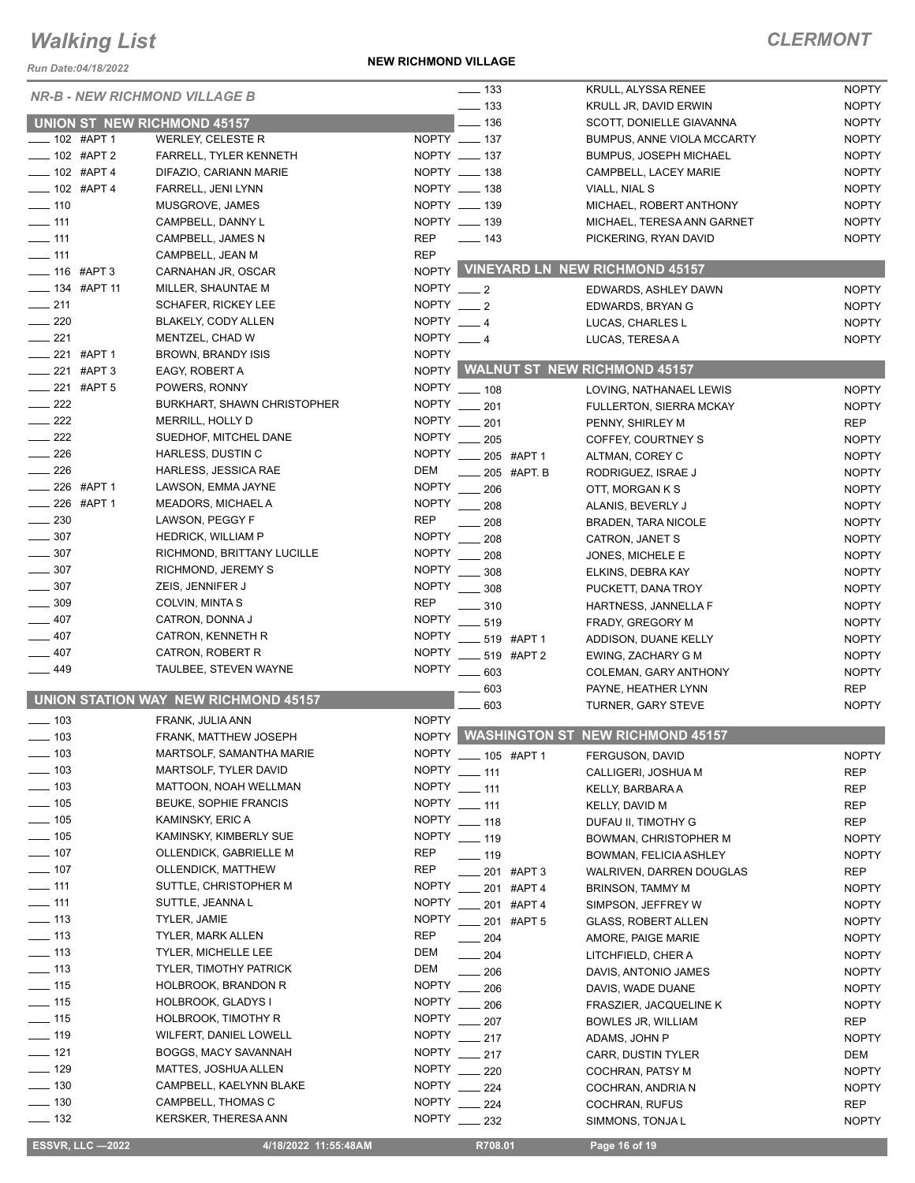# Walking List

## CLERMONT

**NEW RICHMOND VILLAGE**

### NR-B - NEW RICHMOND VILLAGE B

#### UNION ST NEW RICHMOND 45157

| Address | Name | Party |
|---|---|---|
| 102 #APT 1 | WERLEY, CELESTE R | NOPTY |
| 102 #APT 2 | FARRELL, TYLER KENNETH | NOPTY |
| 102 #APT 4 | DIFAZIO, CARIANN MARIE | NOPTY |
| 102 #APT 4 | FARRELL, JENI LYNN | NOPTY |
| 110 | MUSGROVE, JAMES | NOPTY |
| 111 | CAMPBELL, DANNY L | NOPTY |
| 111 | CAMPBELL, JAMES N | REP |
| 111 | CAMPBELL, JEAN M | REP |
| 116 #APT 3 | CARNAHAN JR, OSCAR | NOPTY |
| 134 #APT 11 | MILLER, SHAUNTAE M | NOPTY |
| 211 | SCHAFER, RICKEY LEE | NOPTY |
| 220 | BLAKELY, CODY ALLEN | NOPTY |
| 221 | MENTZEL, CHAD W | NOPTY |
| 221 #APT 1 | BROWN, BRANDY ISIS | NOPTY |
| 221 #APT 3 | EAGY, ROBERT A | NOPTY |
| 221 #APT 5 | POWERS, RONNY | NOPTY |
| 222 | BURKHART, SHAWN CHRISTOPHER | NOPTY |
| 222 | MERRILL, HOLLY D | NOPTY |
| 222 | SUEDHOF, MITCHEL DANE | NOPTY |
| 226 | HARLESS, DUSTIN C | NOPTY |
| 226 | HARLESS, JESSICA RAE | DEM |
| 226 #APT 1 | LAWSON, EMMA JAYNE | NOPTY |
| 226 #APT 1 | MEADORS, MICHAEL A | NOPTY |
| 230 | LAWSON, PEGGY F | REP |
| 307 | HEDRICK, WILLIAM P | NOPTY |
| 307 | RICHMOND, BRITTANY LUCILLE | NOPTY |
| 307 | RICHMOND, JEREMY S | NOPTY |
| 307 | ZEIS, JENNIFER J | NOPTY |
| 309 | COLVIN, MINTA S | REP |
| 407 | CATRON, DONNA J | NOPTY |
| 407 | CATRON, KENNETH R | NOPTY |
| 407 | CATRON, ROBERT R | NOPTY |
| 449 | TAULBEE, STEVEN WAYNE | NOPTY |

#### UNION STATION WAY NEW RICHMOND 45157

| Address | Name | Party |
|---|---|---|
| 103 | FRANK, JULIA ANN | NOPTY |
| 103 | FRANK, MATTHEW JOSEPH | NOPTY |
| 103 | MARTSOLF, SAMANTHA MARIE | NOPTY |
| 103 | MARTSOLF, TYLER DAVID | NOPTY |
| 103 | MATTOON, NOAH WELLMAN | NOPTY |
| 105 | BEUKE, SOPHIE FRANCIS | NOPTY |
| 105 | KAMINSKY, ERIC A | NOPTY |
| 105 | KAMINSKY, KIMBERLY SUE | NOPTY |
| 107 | OLLENDICK, GABRIELLE M | REP |
| 107 | OLLENDICK, MATTHEW | REP |
| 111 | SUTTLE, CHRISTOPHER M | NOPTY |
| 111 | SUTTLE, JEANNA L | NOPTY |
| 113 | TYLER, JAMIE | NOPTY |
| 113 | TYLER, MARK ALLEN | REP |
| 113 | TYLER, MICHELLE LEE | DEM |
| 113 | TYLER, TIMOTHY PATRICK | DEM |
| 115 | HOLBROOK, BRANDON R | NOPTY |
| 115 | HOLBROOK, GLADYS I | NOPTY |
| 115 | HOLBROOK, TIMOTHY R | NOPTY |
| 119 | WILFERT, DANIEL LOWELL | NOPTY |
| 121 | BOGGS, MACY SAVANNAH | NOPTY |
| 129 | MATTES, JOSHUA ALLEN | NOPTY |
| 130 | CAMPBELL, KAELYNN BLAKE | NOPTY |
| 130 | CAMPBELL, THOMAS C | NOPTY |
| 132 | KERSKER, THERESA ANN | NOPTY |
| 133 | KRULL, ALYSSA RENEE | NOPTY |
| 133 | KRULL JR, DAVID ERWIN | NOPTY |
| 136 | SCOTT, DONIELLE GIAVANNA | NOPTY |
| 137 | BUMPUS, ANNE VIOLA MCCARTY | NOPTY |
| 137 | BUMPUS, JOSEPH MICHAEL | NOPTY |
| 138 | CAMPBELL, LACEY MARIE | NOPTY |
| 138 | VIALL, NIAL S | NOPTY |
| 139 | MICHAEL, ROBERT ANTHONY | NOPTY |
| 139 | MICHAEL, TERESA ANN GARNET | NOPTY |
| 143 | PICKERING, RYAN DAVID | NOPTY |

#### VINEYARD LN NEW RICHMOND 45157

| Address | Name | Party |
|---|---|---|
| 2 | EDWARDS, ASHLEY DAWN | NOPTY |
| 2 | EDWARDS, BRYAN G | NOPTY |
| 4 | LUCAS, CHARLES L | NOPTY |
| 4 | LUCAS, TERESA A | NOPTY |

#### WALNUT ST NEW RICHMOND 45157

| Address | Name | Party |
|---|---|---|
| 108 | LOVING, NATHANAEL LEWIS | NOPTY |
| 201 | FULLERTON, SIERRA MCKAY | NOPTY |
| 201 | PENNY, SHIRLEY M | REP |
| 205 | COFFEY, COURTNEY S | NOPTY |
| 205 #APT 1 | ALTMAN, COREY C | NOPTY |
| 205 #APT. B | RODRIGUEZ, ISRAE J | NOPTY |
| 206 | OTT, MORGAN K S | NOPTY |
| 208 | ALANIS, BEVERLY J | NOPTY |
| 208 | BRADEN, TARA NICOLE | NOPTY |
| 208 | CATRON, JANET S | NOPTY |
| 208 | JONES, MICHELE E | NOPTY |
| 308 | ELKINS, DEBRA KAY | NOPTY |
| 308 | PUCKETT, DANA TROY | NOPTY |
| 310 | HARTNESS, JANNELLA F | NOPTY |
| 519 | FRADY, GREGORY M | NOPTY |
| 519 #APT 1 | ADDISON, DUANE KELLY | NOPTY |
| 519 #APT 2 | EWING, ZACHARY G M | NOPTY |
| 603 | COLEMAN, GARY ANTHONY | NOPTY |
| 603 | PAYNE, HEATHER LYNN | REP |
| 603 | TURNER, GARY STEVE | NOPTY |

#### WASHINGTON ST NEW RICHMOND 45157

| Address | Name | Party |
|---|---|---|
| 105 #APT 1 | FERGUSON, DAVID | NOPTY |
| 111 | CALLIGERI, JOSHUA M | REP |
| 111 | KELLY, BARBARA A | REP |
| 111 | KELLY, DAVID M | REP |
| 118 | DUFAU II, TIMOTHY G | REP |
| 119 | BOWMAN, CHRISTOPHER M | NOPTY |
| 119 | BOWMAN, FELICIA ASHLEY | NOPTY |
| 201 #APT 3 | WALRIVEN, DARREN DOUGLAS | REP |
| 201 #APT 4 | BRINSON, TAMMY M | NOPTY |
| 201 #APT 4 | SIMPSON, JEFFREY W | NOPTY |
| 201 #APT 5 | GLASS, ROBERT ALLEN | NOPTY |
| 204 | AMORE, PAIGE MARIE | NOPTY |
| 204 | LITCHFIELD, CHER A | NOPTY |
| 206 | DAVIS, ANTONIO JAMES | NOPTY |
| 206 | DAVIS, WADE DUANE | NOPTY |
| 206 | FRASZIER, JACQUELINE K | NOPTY |
| 207 | BOWLES JR, WILLIAM | REP |
| 217 | ADAMS, JOHN P | NOPTY |
| 217 | CARR, DUSTIN TYLER | DEM |
| 220 | COCHRAN, PATSY M | NOPTY |
| 224 | COCHRAN, ANDRIA N | NOPTY |
| 224 | COCHRAN, RUFUS | REP |
| 232 | SIMMONS, TONJA L | NOPTY |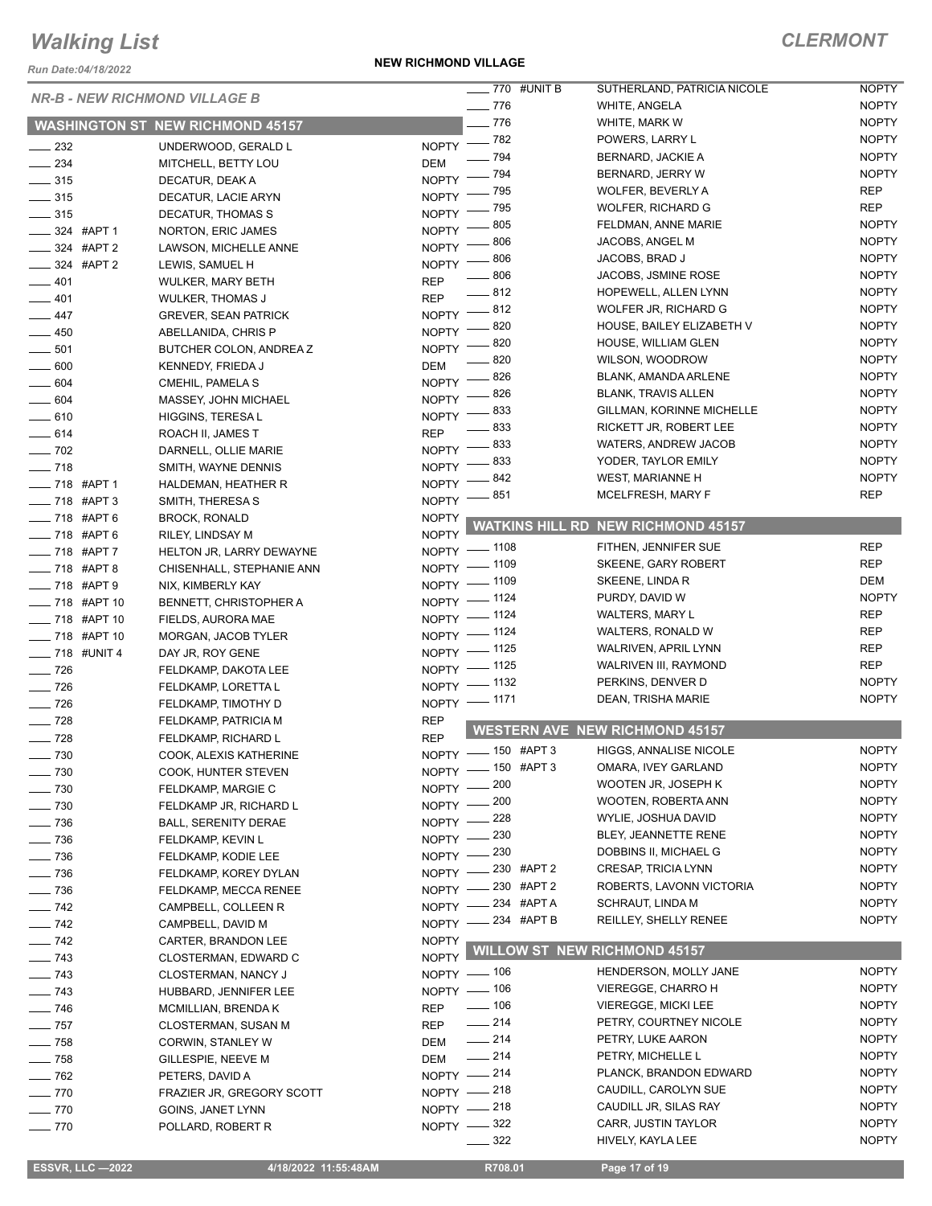# Walking List

## CLERMONT

NEW RICHMOND VILLAGE

### NR-B - NEW RICHMOND VILLAGE B

#### WASHINGTON ST NEW RICHMOND 45157

| Address | Name | Party |
|---|---|---|
| 232 | UNDERWOOD, GERALD L | NOPTY |
| 234 | MITCHELL, BETTY LOU | DEM |
| 315 | DECATUR, DEAK A | NOPTY |
| 315 | DECATUR, LACIE ARYN | NOPTY |
| 315 | DECATUR, THOMAS S | NOPTY |
| 324 #APT 1 | NORTON, ERIC JAMES | NOPTY |
| 324 #APT 2 | LAWSON, MICHELLE ANNE | NOPTY |
| 324 #APT 2 | LEWIS, SAMUEL H | NOPTY |
| 401 | WULKER, MARY BETH | REP |
| 401 | WULKER, THOMAS J | REP |
| 447 | GREVER, SEAN PATRICK | NOPTY |
| 450 | ABELLANIDA, CHRIS P | NOPTY |
| 501 | BUTCHER COLON, ANDREA Z | NOPTY |
| 600 | KENNEDY, FRIEDA J | DEM |
| 604 | CMEHIL, PAMELA S | NOPTY |
| 604 | MASSEY, JOHN MICHAEL | NOPTY |
| 610 | HIGGINS, TERESA L | NOPTY |
| 614 | ROACH II, JAMES T | REP |
| 702 | DARNELL, OLLIE MARIE | NOPTY |
| 718 | SMITH, WAYNE DENNIS | NOPTY |
| 718 #APT 1 | HALDEMAN, HEATHER R | NOPTY |
| 718 #APT 3 | SMITH, THERESA S | NOPTY |
| 718 #APT 6 | BROCK, RONALD | NOPTY |
| 718 #APT 6 | RILEY, LINDSAY M | NOPTY |
| 718 #APT 7 | HELTON JR, LARRY DEWAYNE | NOPTY |
| 718 #APT 8 | CHISENHALL, STEPHANIE ANN | NOPTY |
| 718 #APT 9 | NIX, KIMBERLY KAY | NOPTY |
| 718 #APT 10 | BENNETT, CHRISTOPHER A | NOPTY |
| 718 #APT 10 | FIELDS, AURORA MAE | NOPTY |
| 718 #APT 10 | MORGAN, JACOB TYLER | NOPTY |
| 718 #UNIT 4 | DAY JR, ROY GENE | NOPTY |
| 726 | FELDKAMP, DAKOTA LEE | NOPTY |
| 726 | FELDKAMP, LORETTA L | NOPTY |
| 726 | FELDKAMP, TIMOTHY D | NOPTY |
| 728 | FELDKAMP, PATRICIA M | REP |
| 728 | FELDKAMP, RICHARD L | REP |
| 730 | COOK, ALEXIS KATHERINE | NOPTY |
| 730 | COOK, HUNTER STEVEN | NOPTY |
| 730 | FELDKAMP, MARGIE C | NOPTY |
| 730 | FELDKAMP JR, RICHARD L | NOPTY |
| 736 | BALL, SERENITY DERAE | NOPTY |
| 736 | FELDKAMP, KEVIN L | NOPTY |
| 736 | FELDKAMP, KODIE LEE | NOPTY |
| 736 | FELDKAMP, KOREY DYLAN | NOPTY |
| 736 | FELDKAMP, MECCA RENEE | NOPTY |
| 742 | CAMPBELL, COLLEEN R | NOPTY |
| 742 | CAMPBELL, DAVID M | NOPTY |
| 742 | CARTER, BRANDON LEE | NOPTY |
| 743 | CLOSTERMAN, EDWARD C | NOPTY |
| 743 | CLOSTERMAN, NANCY J | NOPTY |
| 743 | HUBBARD, JENNIFER LEE | NOPTY |
| 746 | MCMILLIAN, BRENDA K | REP |
| 757 | CLOSTERMAN, SUSAN M | REP |
| 758 | CORWIN, STANLEY W | DEM |
| 758 | GILLESPIE, NEEVE M | DEM |
| 762 | PETERS, DAVID A | NOPTY |
| 770 | FRAZIER JR, GREGORY SCOTT | NOPTY |
| 770 | GOINS, JANET LYNN | NOPTY |
| 770 | POLLARD, ROBERT R | NOPTY |
| 770 #UNIT B | SUTHERLAND, PATRICIA NICOLE | NOPTY |
| 776 | WHITE, ANGELA | NOPTY |
| 776 | WHITE, MARK W | NOPTY |
| 782 | POWERS, LARRY L | NOPTY |
| 794 | BERNARD, JACKIE A | NOPTY |
| 794 | BERNARD, JERRY W | NOPTY |
| 795 | WOLFER, BEVERLY A | REP |
| 795 | WOLFER, RICHARD G | REP |
| 805 | FELDMAN, ANNE MARIE | NOPTY |
| 806 | JACOBS, ANGEL M | NOPTY |
| 806 | JACOBS, BRAD J | NOPTY |
| 806 | JACOBS, JSMINE ROSE | NOPTY |
| 812 | HOPEWELL, ALLEN LYNN | NOPTY |
| 812 | WOLFER JR, RICHARD G | NOPTY |
| 820 | HOUSE, BAILEY ELIZABETH V | NOPTY |
| 820 | HOUSE, WILLIAM GLEN | NOPTY |
| 820 | WILSON, WOODROW | NOPTY |
| 826 | BLANK, AMANDA ARLENE | NOPTY |
| 826 | BLANK, TRAVIS ALLEN | NOPTY |
| 833 | GILLMAN, KORINNE MICHELLE | NOPTY |
| 833 | RICKETT JR, ROBERT LEE | NOPTY |
| 833 | WATERS, ANDREW JACOB | NOPTY |
| 833 | YODER, TAYLOR EMILY | NOPTY |
| 842 | WEST, MARIANNE H | NOPTY |
| 851 | MCELFRESH, MARY F | REP |

#### WATKINS HILL RD NEW RICHMOND 45157

| Address | Name | Party |
|---|---|---|
| 1108 | FITHEN, JENNIFER SUE | REP |
| 1109 | SKEENE, GARY ROBERT | REP |
| 1109 | SKEENE, LINDA R | DEM |
| 1124 | PURDY, DAVID W | NOPTY |
| 1124 | WALTERS, MARY L | REP |
| 1124 | WALTERS, RONALD W | REP |
| 1125 | WALRIVEN, APRIL LYNN | REP |
| 1125 | WALRIVEN III, RAYMOND | REP |
| 1132 | PERKINS, DENVER D | NOPTY |
| 1171 | DEAN, TRISHA MARIE | NOPTY |

#### WESTERN AVE NEW RICHMOND 45157

| Address | Name | Party |
|---|---|---|
| 150 #APT 3 | HIGGS, ANNALISE NICOLE | NOPTY |
| 150 #APT 3 | OMARA, IVEY GARLAND | NOPTY |
| 200 | WOOTEN JR, JOSEPH K | NOPTY |
| 200 | WOOTEN, ROBERTA ANN | NOPTY |
| 228 | WYLIE, JOSHUA DAVID | NOPTY |
| 230 | BLEY, JEANNETTE RENE | NOPTY |
| 230 | DOBBINS II, MICHAEL G | NOPTY |
| 230 #APT 2 | CRESAP, TRICIA LYNN | NOPTY |
| 230 #APT 2 | ROBERTS, LAVONN VICTORIA | NOPTY |
| 234 #APT A | SCHRAUT, LINDA M | NOPTY |
| 234 #APT B | REILLEY, SHELLY RENEE | NOPTY |

#### WILLOW ST NEW RICHMOND 45157

| Address | Name | Party |
|---|---|---|
| 106 | HENDERSON, MOLLY JANE | NOPTY |
| 106 | VIEREGGE, CHARRO H | NOPTY |
| 106 | VIEREGGE, MICKI LEE | NOPTY |
| 214 | PETRY, COURTNEY NICOLE | NOPTY |
| 214 | PETRY, LUKE AARON | NOPTY |
| 214 | PETRY, MICHELLE L | NOPTY |
| 214 | PLANCK, BRANDON EDWARD | NOPTY |
| 218 | CAUDILL, CAROLYN SUE | NOPTY |
| 218 | CAUDILL JR, SILAS RAY | NOPTY |
| 322 | CARR, JUSTIN TAYLOR | NOPTY |
| 322 | HIVELY, KAYLA LEE | NOPTY |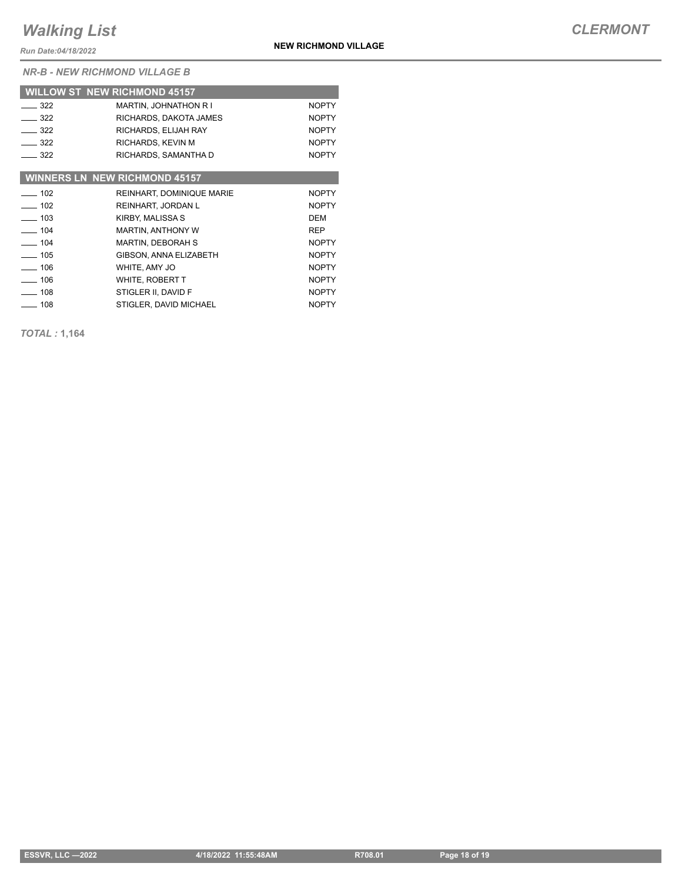*NR-B - NEW RICHMOND VILLAGE B*

| WILLOW ST NEW RICHMOND 45157 | | |
|---|---|---|
| ____ 322 | MARTIN, JOHNATHON R I | NOPTY |
| ____ 322 | RICHARDS, DAKOTA JAMES | NOPTY |
| ____ 322 | RICHARDS, ELIJAH RAY | NOPTY |
| ____ 322 | RICHARDS, KEVIN M | NOPTY |
| ____ 322 | RICHARDS, SAMANTHA D | NOPTY |

| WINNERS LN NEW RICHMOND 45157 | | |
|---|---|---|
| ____ 102 | REINHART, DOMINIQUE MARIE | NOPTY |
| ____ 102 | REINHART, JORDAN L | NOPTY |
| ____ 103 | KIRBY, MALISSA S | DEM |
| ____ 104 | MARTIN, ANTHONY W | REP |
| ____ 104 | MARTIN, DEBORAH S | NOPTY |
| ____ 105 | GIBSON, ANNA ELIZABETH | NOPTY |
| ____ 106 | WHITE, AMY JO | NOPTY |
| ____ 106 | WHITE, ROBERT T | NOPTY |
| ____ 108 | STIGLER II, DAVID F | NOPTY |
| ____ 108 | STIGLER, DAVID MICHAEL | NOPTY |

*TOTAL :* **1,164**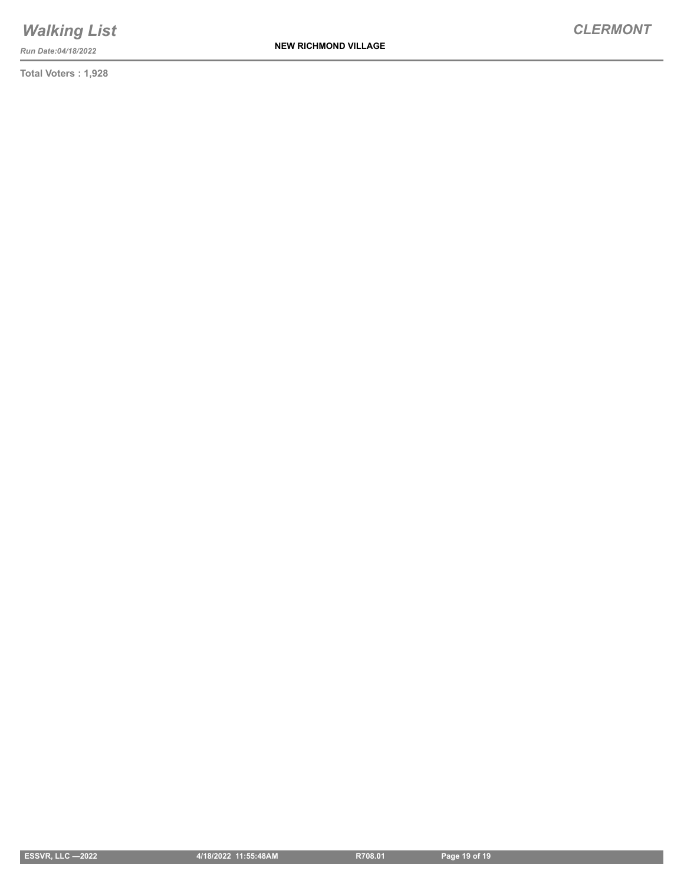**Total Voters : 1,928**